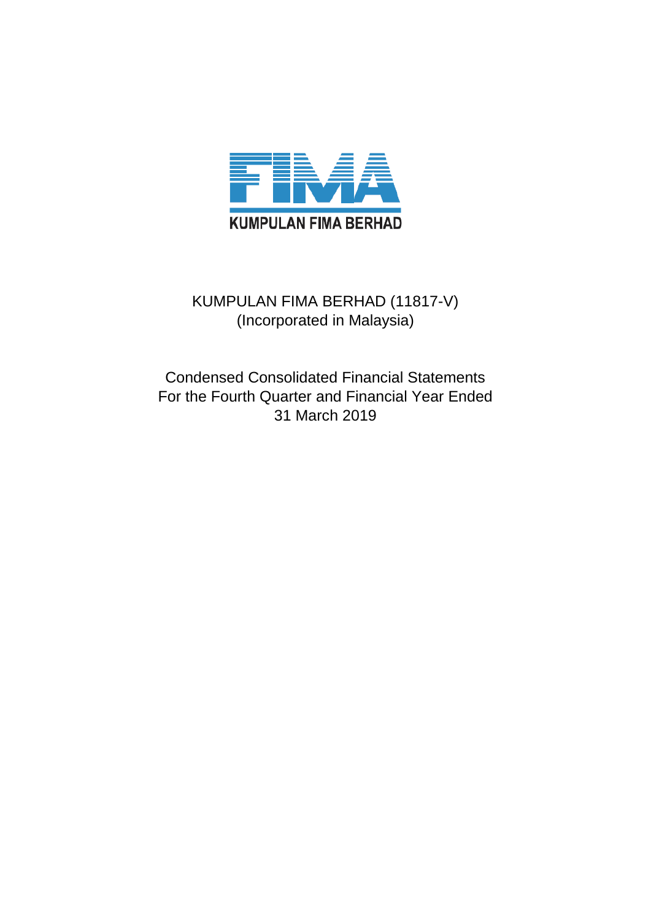KUMPULAN FIMA BERHAD

KUMPULAN FIMA BERHAD (11817-V)
(Incorporated in Malaysia)

Condensed Consolidated Financial Statements
For the Fourth Quarter and Financial Year Ended
31 March 2019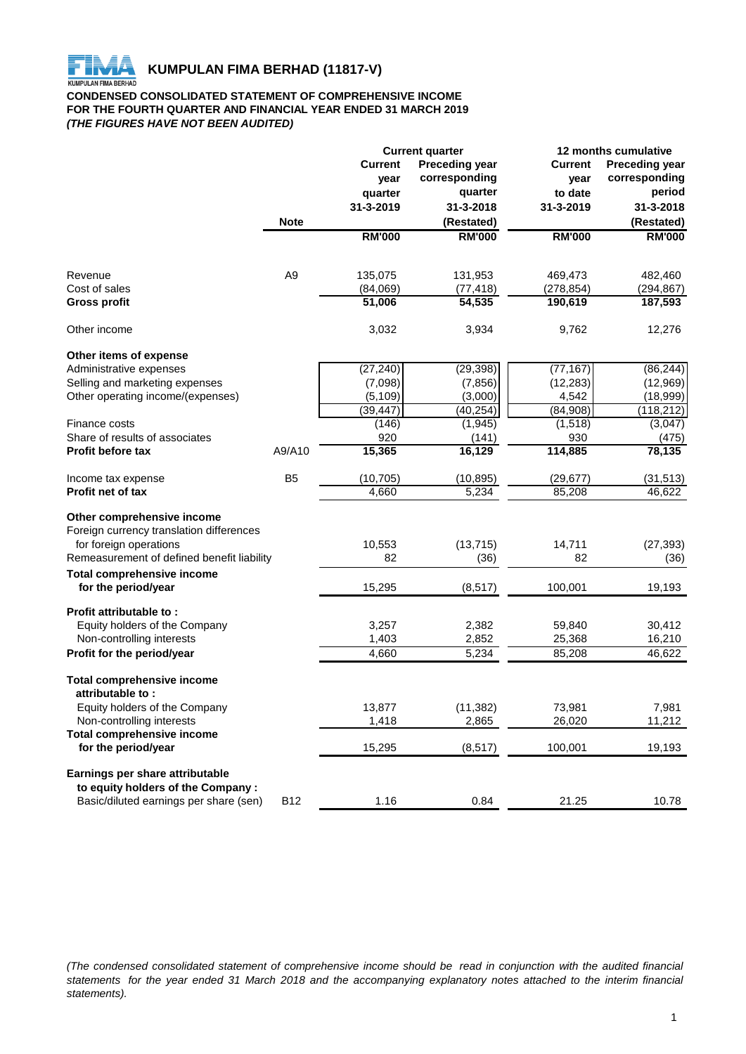# KUMPULAN FIMA BERHAD (11817-V)

**CONDENSED CONSOLIDATED STATEMENT OF COMPREHENSIVE INCOME**
**FOR THE FOURTH QUARTER AND FINANCIAL YEAR ENDED 31 MARCH 2019**
***(THE FIGURES HAVE NOT BEEN AUDITED)***

| | Note | Current quarter | | 12 months cumulative | |
|---|---|---|---|---|---|
| | | **Current year quarter 31-3-2019** | **Preceding year corresponding quarter 31-3-2018 (Restated)** | **Current year to date 31-3-2019** | **Preceding year corresponding period 31-3-2018 (Restated)** |
| | | **RM'000** | **RM'000** | **RM'000** | **RM'000** |
| Revenue | A9 | 135,075 | 131,953 | 469,473 | 482,460 |
| Cost of sales | | (84,069) | (77,418) | (278,854) | (294,867) |
| **Gross profit** | | **51,006** | **54,535** | **190,619** | **187,593** |
| Other income | | 3,032 | 3,934 | 9,762 | 12,276 |
| **Other items of expense** | | | | | |
| Administrative expenses | | (27,240) | (29,398) | (77,167) | (86,244) |
| Selling and marketing expenses | | (7,098) | (7,856) | (12,283) | (12,969) |
| Other operating income/(expenses) | | (5,109) | (3,000) | 4,542 | (18,999) |
| | | (39,447) | (40,254) | (84,908) | (118,212) |
| Finance costs | | (146) | (1,945) | (1,518) | (3,047) |
| Share of results of associates | | 920 | (141) | 930 | (475) |
| **Profit before tax** | A9/A10 | **15,365** | **16,129** | **114,885** | **78,135** |
| Income tax expense | B5 | (10,705) | (10,895) | (29,677) | (31,513) |
| **Profit net of tax** | | 4,660 | 5,234 | 85,208 | 46,622 |
| **Other comprehensive income** | | | | | |
| Foreign currency translation differences for foreign operations | | 10,553 | (13,715) | 14,711 | (27,393) |
| Remeasurement of defined benefit liability | | 82 | (36) | 82 | (36) |
| **Total comprehensive income for the period/year** | | 15,295 | (8,517) | 100,001 | 19,193 |
| **Profit attributable to :** | | | | | |
| Equity holders of the Company | | 3,257 | 2,382 | 59,840 | 30,412 |
| Non-controlling interests | | 1,403 | 2,852 | 25,368 | 16,210 |
| **Profit for the period/year** | | 4,660 | 5,234 | 85,208 | 46,622 |
| **Total comprehensive income attributable to :** | | | | | |
| Equity holders of the Company | | 13,877 | (11,382) | 73,981 | 7,981 |
| Non-controlling interests | | 1,418 | 2,865 | 26,020 | 11,212 |
| **Total comprehensive income for the period/year** | | 15,295 | (8,517) | 100,001 | 19,193 |
| **Earnings per share attributable to equity holders of the Company :** | | | | | |
| Basic/diluted earnings per share (sen) | B12 | 1.16 | 0.84 | 21.25 | 10.78 |

*(The condensed consolidated statement of comprehensive income should be read in conjunction with the audited financial statements for the year ended 31 March 2018 and the accompanying explanatory notes attached to the interim financial statements).*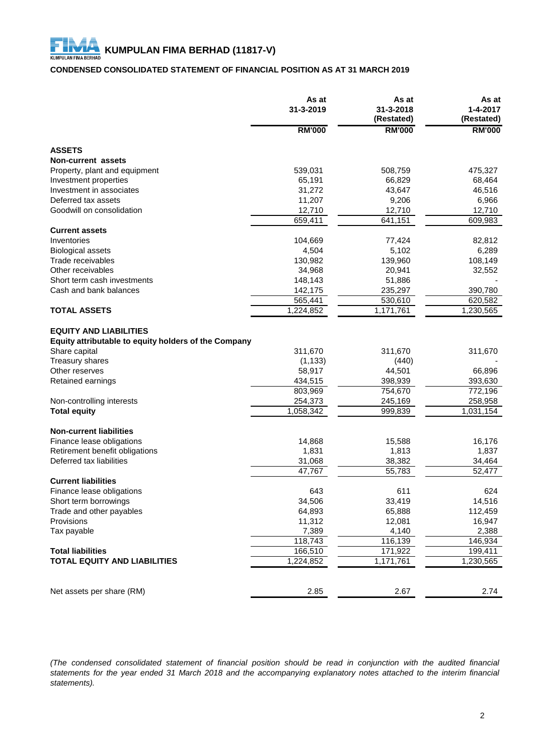# KUMPULAN FIMA BERHAD (11817-V)

## CONDENSED CONSOLIDATED STATEMENT OF FINANCIAL POSITION AS AT 31 MARCH 2019

| | As at 31-3-2019 | As at 31-3-2018 (Restated) | As at 1-4-2017 (Restated) |
|---|---|---|---|
| | RM'000 | RM'000 | RM'000 |
| **ASSETS** | | | |
| **Non-current assets** | | | |
| Property, plant and equipment | 539,031 | 508,759 | 475,327 |
| Investment properties | 65,191 | 66,829 | 68,464 |
| Investment in associates | 31,272 | 43,647 | 46,516 |
| Deferred tax assets | 11,207 | 9,206 | 6,966 |
| Goodwill on consolidation | 12,710 | 12,710 | 12,710 |
| | 659,411 | 641,151 | 609,983 |
| **Current assets** | | | |
| Inventories | 104,669 | 77,424 | 82,812 |
| Biological assets | 4,504 | 5,102 | 6,289 |
| Trade receivables | 130,982 | 139,960 | 108,149 |
| Other receivables | 34,968 | 20,941 | 32,552 |
| Short term cash investments | 148,143 | 51,886 | - |
| Cash and bank balances | 142,175 | 235,297 | 390,780 |
| | 565,441 | 530,610 | 620,582 |
| **TOTAL ASSETS** | 1,224,852 | 1,171,761 | 1,230,565 |
| **EQUITY AND LIABILITIES** | | | |
| **Equity attributable to equity holders of the Company** | | | |
| Share capital | 311,670 | 311,670 | 311,670 |
| Treasury shares | (1,133) | (440) | - |
| Other reserves | 58,917 | 44,501 | 66,896 |
| Retained earnings | 434,515 | 398,939 | 393,630 |
| | 803,969 | 754,670 | 772,196 |
| Non-controlling interests | 254,373 | 245,169 | 258,958 |
| **Total equity** | 1,058,342 | 999,839 | 1,031,154 |
| **Non-current liabilities** | | | |
| Finance lease obligations | 14,868 | 15,588 | 16,176 |
| Retirement benefit obligations | 1,831 | 1,813 | 1,837 |
| Deferred tax liabilities | 31,068 | 38,382 | 34,464 |
| | 47,767 | 55,783 | 52,477 |
| **Current liabilities** | | | |
| Finance lease obligations | 643 | 611 | 624 |
| Short term borrowings | 34,506 | 33,419 | 14,516 |
| Trade and other payables | 64,893 | 65,888 | 112,459 |
| Provisions | 11,312 | 12,081 | 16,947 |
| Tax payable | 7,389 | 4,140 | 2,388 |
| | 118,743 | 116,139 | 146,934 |
| **Total liabilities** | 166,510 | 171,922 | 199,411 |
| **TOTAL EQUITY AND LIABILITIES** | 1,224,852 | 1,171,761 | 1,230,565 |
| Net assets per share (RM) | 2.85 | 2.67 | 2.74 |

*(The condensed consolidated statement of financial position should be read in conjunction with the audited financial statements for the year ended 31 March 2018 and the accompanying explanatory notes attached to the interim financial statements).*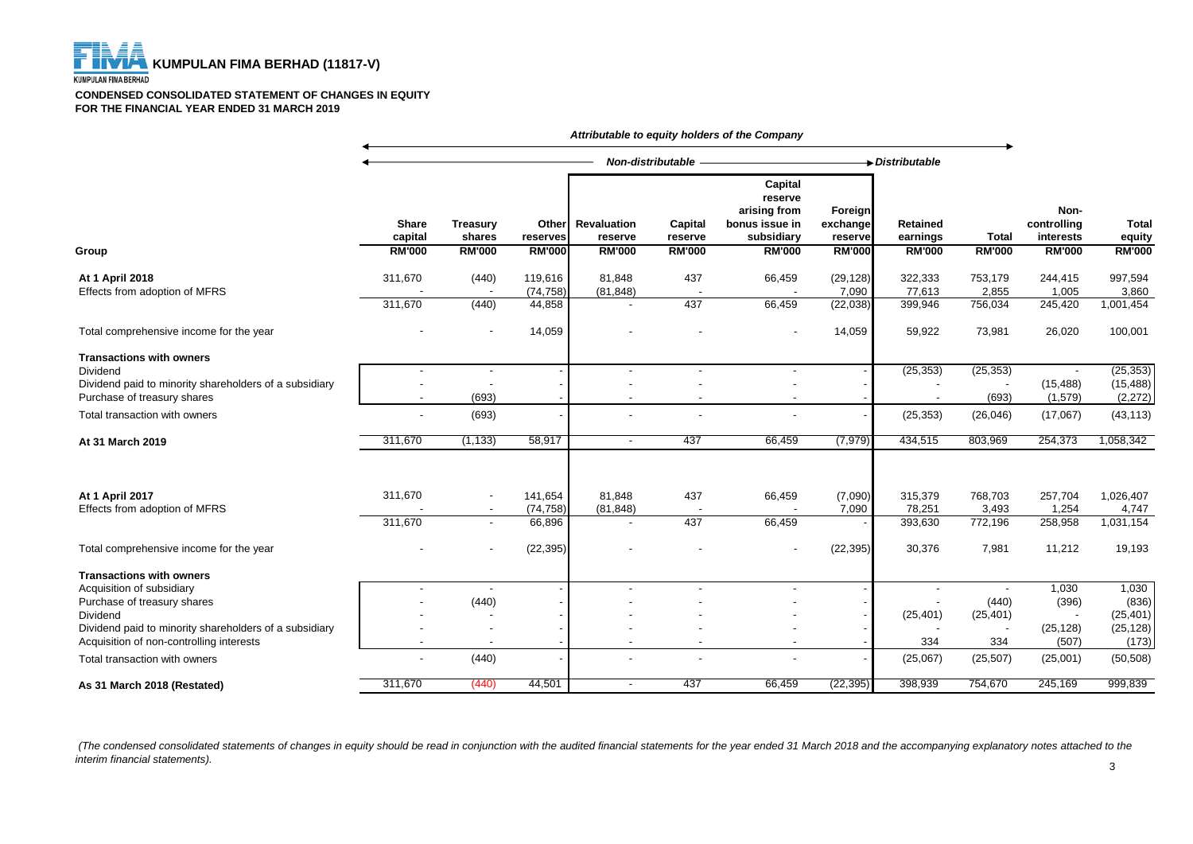**KUMPULAN FIMA BERHAD (11817-V)**

**CONDENSED CONSOLIDATED STATEMENT OF CHANGES IN EQUITY**
**FOR THE FINANCIAL YEAR ENDED 31 MARCH 2019**

| | *Attributable to equity holders of the Company* | | | | | | | | | | |
|---|---|---|---|---|---|---|---|---|---|---|---|
| | *Non-distributable* | | | | | | | *Distributable* | | | |
| **Group** | **Share capital RM'000** | **Treasury shares RM'000** | **Other reserves RM'000** | **Revaluation reserve RM'000** | **Capital reserve RM'000** | **Capital reserve arising from bonus issue in subsidiary RM'000** | **Foreign exchange reserve RM'000** | **Retained earnings RM'000** | **Total RM'000** | **Non-controlling interests RM'000** | **Total equity RM'000** |
| **At 1 April 2018** | 311,670 | (440) | 119,616 | 81,848 | 437 | 66,459 | (29,128) | 322,333 | 753,179 | 244,415 | 997,594 |
| Effects from adoption of MFRS | - | - | (74,758) | (81,848) | - | - | 7,090 | 77,613 | 2,855 | 1,005 | 3,860 |
| | 311,670 | (440) | 44,858 | - | 437 | 66,459 | (22,038) | 399,946 | 756,034 | 245,420 | 1,001,454 |
| Total comprehensive income for the year | - | - | 14,059 | - | - | - | 14,059 | 59,922 | 73,981 | 26,020 | 100,001 |
| **Transactions with owners** | | | | | | | | | | | |
| Dividend | - | - | - | - | - | - | - | (25,353) | (25,353) | - | (25,353) |
| Dividend paid to minority shareholders of a subsidiary | - | - | - | - | - | - | - | - | - | (15,488) | (15,488) |
| Purchase of treasury shares | - | (693) | - | - | - | - | - | - | (693) | (1,579) | (2,272) |
| Total transaction with owners | - | (693) | - | - | - | - | - | (25,353) | (26,046) | (17,067) | (43,113) |
| **At 31 March 2019** | 311,670 | (1,133) | 58,917 | - | 437 | 66,459 | (7,979) | 434,515 | 803,969 | 254,373 | 1,058,342 |
| | | | | | | | | | | | |
| **At 1 April 2017** | 311,670 | - | 141,654 | 81,848 | 437 | 66,459 | (7,090) | 315,379 | 768,703 | 257,704 | 1,026,407 |
| Effects from adoption of MFRS | - | - | (74,758) | (81,848) | - | - | 7,090 | 78,251 | 3,493 | 1,254 | 4,747 |
| | 311,670 | - | 66,896 | - | 437 | 66,459 | - | 393,630 | 772,196 | 258,958 | 1,031,154 |
| Total comprehensive income for the year | - | - | (22,395) | - | - | - | (22,395) | 30,376 | 7,981 | 11,212 | 19,193 |
| **Transactions with owners** | | | | | | | | | | | |
| Acquisition of subsidiary | - | - | - | - | - | - | - | - | - | 1,030 | 1,030 |
| Purchase of treasury shares | - | (440) | - | - | - | - | - | - | (440) | (396) | (836) |
| Dividend | - | - | - | - | - | - | - | (25,401) | (25,401) | - | (25,401) |
| Dividend paid to minority shareholders of a subsidiary | - | - | - | - | - | - | - | - | - | (25,128) | (25,128) |
| Acquisition of non-controlling interests | - | - | - | - | - | - | - | 334 | 334 | (507) | (173) |
| Total transaction with owners | - | (440) | - | - | - | - | - | (25,067) | (25,507) | (25,001) | (50,508) |
| **As 31 March 2018 (Restated)** | 311,670 | (440) | 44,501 | - | 437 | 66,459 | (22,395) | 398,939 | 754,670 | 245,169 | 999,839 |

*(The condensed consolidated statements of changes in equity should be read in conjunction with the audited financial statements for the year ended 31 March 2018 and the accompanying explanatory notes attached to the interim financial statements).*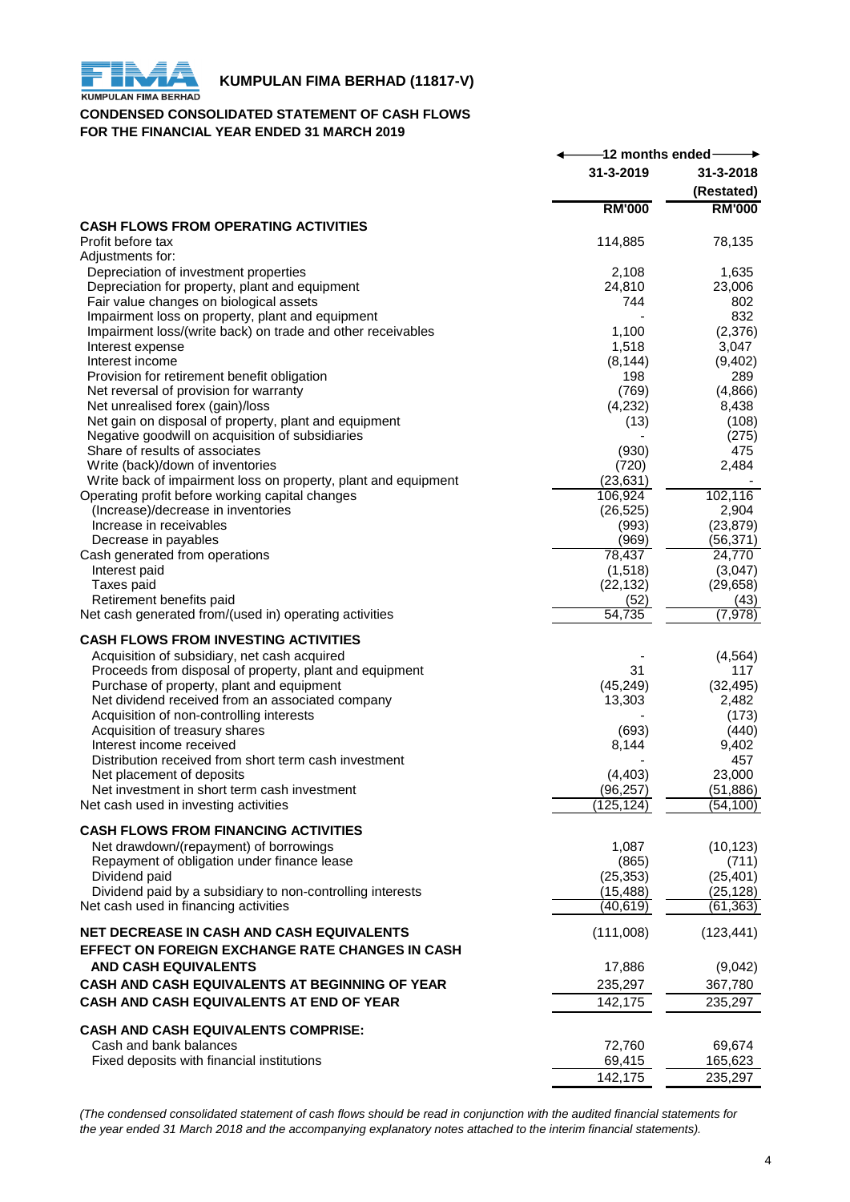# KUMPULAN FIMA BERHAD (11817-V)

**CONDENSED CONSOLIDATED STATEMENT OF CASH FLOWS**
**FOR THE FINANCIAL YEAR ENDED 31 MARCH 2019**

| | 12 months ended | |
|---|---|---|
| | 31-3-2019 | 31-3-2018 (Restated) |
| | RM'000 | RM'000 |
| **CASH FLOWS FROM OPERATING ACTIVITIES** | | |
| Profit before tax | 114,885 | 78,135 |
| Adjustments for: | | |
| Depreciation of investment properties | 2,108 | 1,635 |
| Depreciation for property, plant and equipment | 24,810 | 23,006 |
| Fair value changes on biological assets | 744 | 802 |
| Impairment loss on property, plant and equipment | - | 832 |
| Impairment loss/(write back) on trade and other receivables | 1,100 | (2,376) |
| Interest expense | 1,518 | 3,047 |
| Interest income | (8,144) | (9,402) |
| Provision for retirement benefit obligation | 198 | 289 |
| Net reversal of provision for warranty | (769) | (4,866) |
| Net unrealised forex (gain)/loss | (4,232) | 8,438 |
| Net gain on disposal of property, plant and equipment | (13) | (108) |
| Negative goodwill on acquisition of subsidiaries | - | (275) |
| Share of results of associates | (930) | 475 |
| Write (back)/down of inventories | (720) | 2,484 |
| Write back of impairment loss on property, plant and equipment | (23,631) | - |
| Operating profit before working capital changes | 106,924 | 102,116 |
| (Increase)/decrease in inventories | (26,525) | 2,904 |
| Increase in receivables | (993) | (23,879) |
| Decrease in payables | (969) | (56,371) |
| Cash generated from operations | 78,437 | 24,770 |
| Interest paid | (1,518) | (3,047) |
| Taxes paid | (22,132) | (29,658) |
| Retirement benefits paid | (52) | (43) |
| Net cash generated from/(used in) operating activities | 54,735 | (7,978) |
| **CASH FLOWS FROM INVESTING ACTIVITIES** | | |
| Acquisition of subsidiary, net cash acquired | - | (4,564) |
| Proceeds from disposal of property, plant and equipment | 31 | 117 |
| Purchase of property, plant and equipment | (45,249) | (32,495) |
| Net dividend received from an associated company | 13,303 | 2,482 |
| Acquisition of non-controlling interests | - | (173) |
| Acquisition of treasury shares | (693) | (440) |
| Interest income received | 8,144 | 9,402 |
| Distribution received from short term cash investment | - | 457 |
| Net placement of deposits | (4,403) | 23,000 |
| Net investment in short term cash investment | (96,257) | (51,886) |
| Net cash used in investing activities | (125,124) | (54,100) |
| **CASH FLOWS FROM FINANCING ACTIVITIES** | | |
| Net drawdown/(repayment) of borrowings | 1,087 | (10,123) |
| Repayment of obligation under finance lease | (865) | (711) |
| Dividend paid | (25,353) | (25,401) |
| Dividend paid by a subsidiary to non-controlling interests | (15,488) | (25,128) |
| Net cash used in financing activities | (40,619) | (61,363) |
| **NET DECREASE IN CASH AND CASH EQUIVALENTS** | (111,008) | (123,441) |
| **EFFECT ON FOREIGN EXCHANGE RATE CHANGES IN CASH AND CASH EQUIVALENTS** | 17,886 | (9,042) |
| **CASH AND CASH EQUIVALENTS AT BEGINNING OF YEAR** | 235,297 | 367,780 |
| **CASH AND CASH EQUIVALENTS AT END OF YEAR** | 142,175 | 235,297 |
| **CASH AND CASH EQUIVALENTS COMPRISE:** | | |
| Cash and bank balances | 72,760 | 69,674 |
| Fixed deposits with financial institutions | 69,415 | 165,623 |
| | 142,175 | 235,297 |

*(The condensed consolidated statement of cash flows should be read in conjunction with the audited financial statements for the year ended 31 March 2018 and the accompanying explanatory notes attached to the interim financial statements).*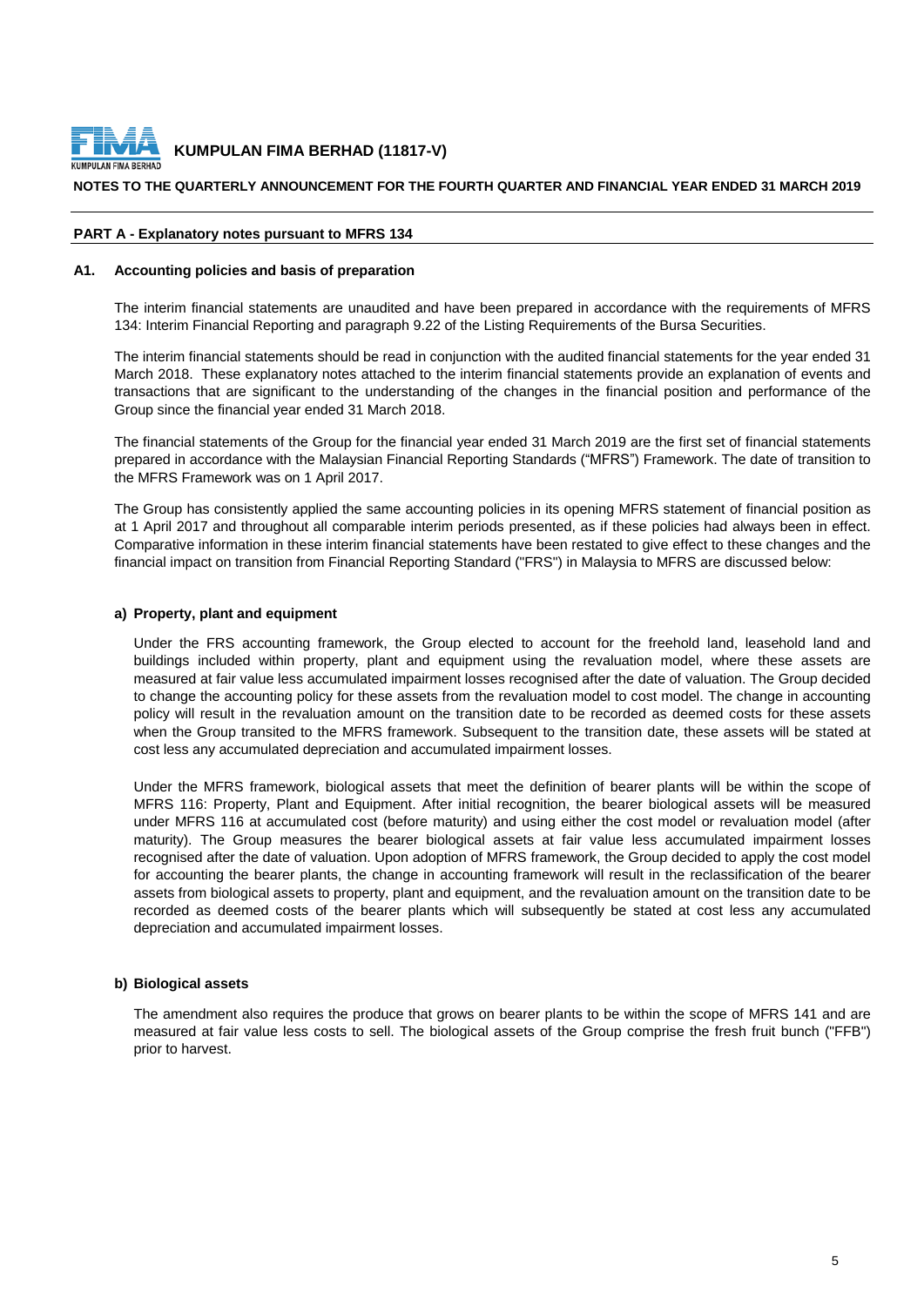## PART A - Explanatory notes pursuant to MFRS 134

### A1. Accounting policies and basis of preparation

The interim financial statements are unaudited and have been prepared in accordance with the requirements of MFRS 134: Interim Financial Reporting and paragraph 9.22 of the Listing Requirements of the Bursa Securities.

The interim financial statements should be read in conjunction with the audited financial statements for the year ended 31 March 2018. These explanatory notes attached to the interim financial statements provide an explanation of events and transactions that are significant to the understanding of the changes in the financial position and performance of the Group since the financial year ended 31 March 2018.

The financial statements of the Group for the financial year ended 31 March 2019 are the first set of financial statements prepared in accordance with the Malaysian Financial Reporting Standards ("MFRS") Framework. The date of transition to the MFRS Framework was on 1 April 2017.

The Group has consistently applied the same accounting policies in its opening MFRS statement of financial position as at 1 April 2017 and throughout all comparable interim periods presented, as if these policies had always been in effect. Comparative information in these interim financial statements have been restated to give effect to these changes and the financial impact on transition from Financial Reporting Standard ("FRS") in Malaysia to MFRS are discussed below:

**a) Property, plant and equipment**

Under the FRS accounting framework, the Group elected to account for the freehold land, leasehold land and buildings included within property, plant and equipment using the revaluation model, where these assets are measured at fair value less accumulated impairment losses recognised after the date of valuation. The Group decided to change the accounting policy for these assets from the revaluation model to cost model. The change in accounting policy will result in the revaluation amount on the transition date to be recorded as deemed costs for these assets when the Group transited to the MFRS framework. Subsequent to the transition date, these assets will be stated at cost less any accumulated depreciation and accumulated impairment losses.

Under the MFRS framework, biological assets that meet the definition of bearer plants will be within the scope of MFRS 116: Property, Plant and Equipment. After initial recognition, the bearer biological assets will be measured under MFRS 116 at accumulated cost (before maturity) and using either the cost model or revaluation model (after maturity). The Group measures the bearer biological assets at fair value less accumulated impairment losses recognised after the date of valuation. Upon adoption of MFRS framework, the Group decided to apply the cost model for accounting the bearer plants, the change in accounting framework will result in the reclassification of the bearer assets from biological assets to property, plant and equipment, and the revaluation amount on the transition date to be recorded as deemed costs of the bearer plants which will subsequently be stated at cost less any accumulated depreciation and accumulated impairment losses.

**b) Biological assets**

The amendment also requires the produce that grows on bearer plants to be within the scope of MFRS 141 and are measured at fair value less costs to sell. The biological assets of the Group comprise the fresh fruit bunch ("FFB") prior to harvest.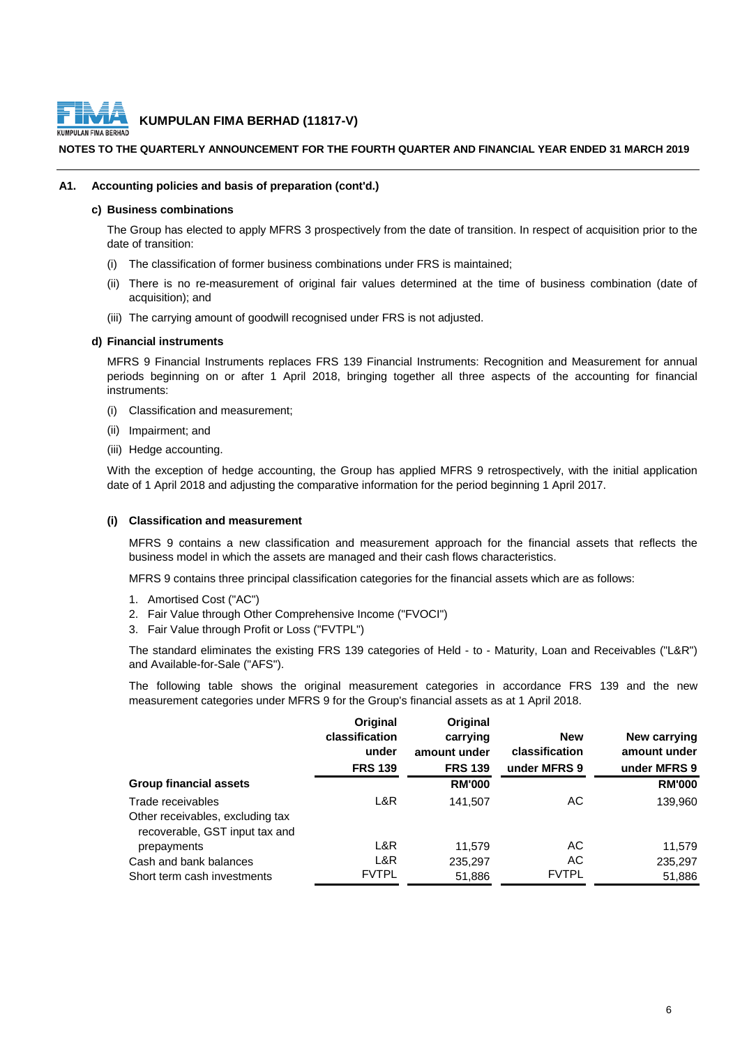**KUMPULAN FIMA BERHAD (11817-V)**

**NOTES TO THE QUARTERLY ANNOUNCEMENT FOR THE FOURTH QUARTER AND FINANCIAL YEAR ENDED 31 MARCH 2019**

**A1. Accounting policies and basis of preparation (cont'd.)**

**c) Business combinations**

The Group has elected to apply MFRS 3 prospectively from the date of transition. In respect of acquisition prior to the date of transition:

(i) The classification of former business combinations under FRS is maintained;

(ii) There is no re-measurement of original fair values determined at the time of business combination (date of acquisition); and

(iii) The carrying amount of goodwill recognised under FRS is not adjusted.

**d) Financial instruments**

MFRS 9 Financial Instruments replaces FRS 139 Financial Instruments: Recognition and Measurement for annual periods beginning on or after 1 April 2018, bringing together all three aspects of the accounting for financial instruments:

(i) Classification and measurement;

(ii) Impairment; and

(iii) Hedge accounting.

With the exception of hedge accounting, the Group has applied MFRS 9 retrospectively, with the initial application date of 1 April 2018 and adjusting the comparative information for the period beginning 1 April 2017.

**(i) Classification and measurement**

MFRS 9 contains a new classification and measurement approach for the financial assets that reflects the business model in which the assets are managed and their cash flows characteristics.

MFRS 9 contains three principal classification categories for the financial assets which are as follows:

1. Amortised Cost ("AC")
2. Fair Value through Other Comprehensive Income ("FVOCI")
3. Fair Value through Profit or Loss ("FVTPL")

The standard eliminates the existing FRS 139 categories of Held - to - Maturity, Loan and Receivables ("L&R") and Available-for-Sale ("AFS").

The following table shows the original measurement categories in accordance FRS 139 and the new measurement categories under MFRS 9 for the Group's financial assets as at 1 April 2018.

| | Original classification under FRS 139 | Original carrying amount under FRS 139 | New classification under MFRS 9 | New carrying amount under MFRS 9 |
|---|---|---|---|---|
| **Group financial assets** | | **RM'000** | | **RM'000** |
| Trade receivables | L&R | 141,507 | AC | 139,960 |
| Other receivables, excluding tax recoverable, GST input tax and prepayments | L&R | 11,579 | AC | 11,579 |
| Cash and bank balances | L&R | 235,297 | AC | 235,297 |
| Short term cash investments | FVTPL | 51,886 | FVTPL | 51,886 |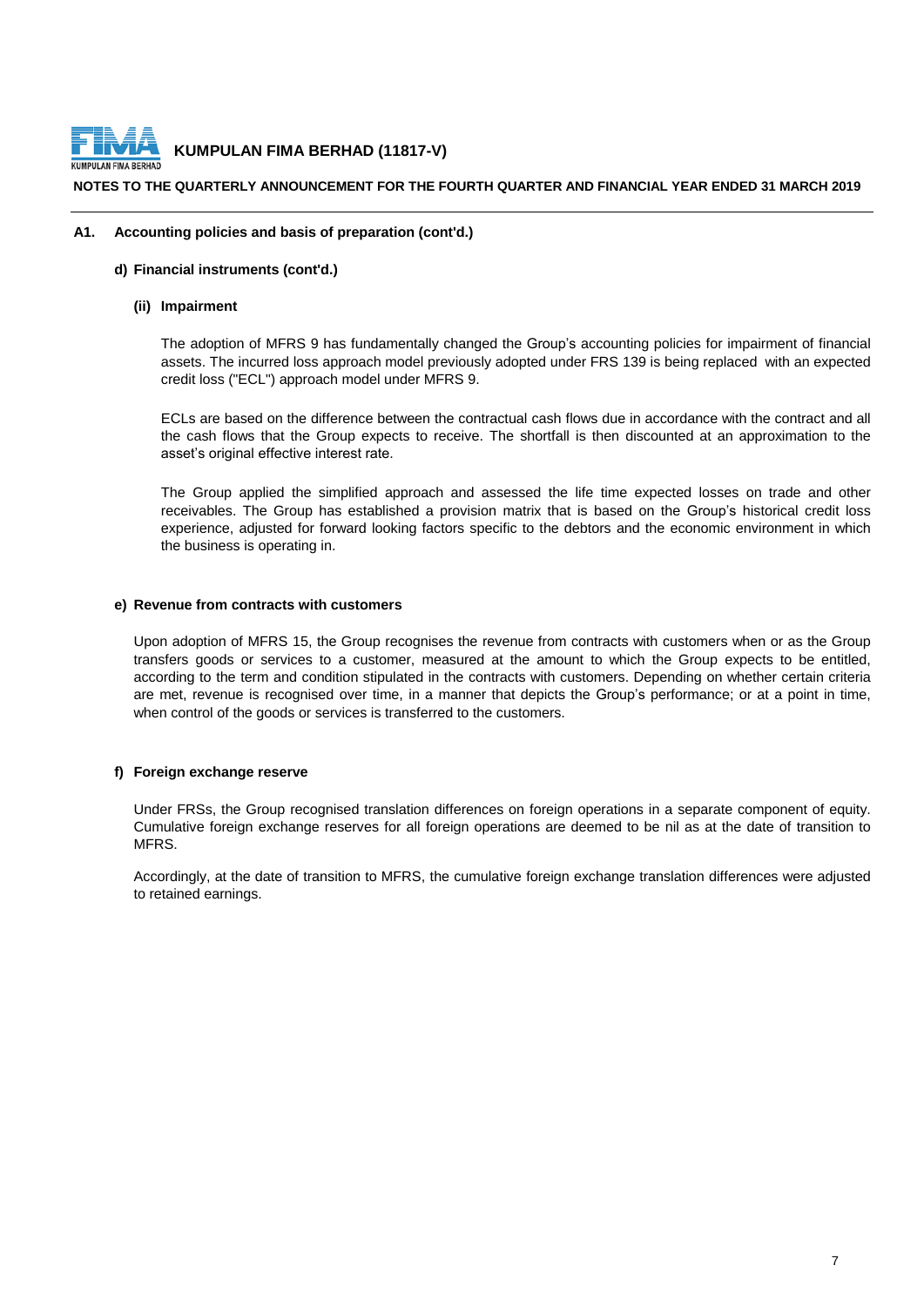## A1. Accounting policies and basis of preparation (cont'd.)

### d) Financial instruments (cont'd.)

#### (ii) Impairment

The adoption of MFRS 9 has fundamentally changed the Group's accounting policies for impairment of financial assets. The incurred loss approach model previously adopted under FRS 139 is being replaced with an expected credit loss ("ECL") approach model under MFRS 9.

ECLs are based on the difference between the contractual cash flows due in accordance with the contract and all the cash flows that the Group expects to receive. The shortfall is then discounted at an approximation to the asset's original effective interest rate.

The Group applied the simplified approach and assessed the life time expected losses on trade and other receivables. The Group has established a provision matrix that is based on the Group's historical credit loss experience, adjusted for forward looking factors specific to the debtors and the economic environment in which the business is operating in.

### e) Revenue from contracts with customers

Upon adoption of MFRS 15, the Group recognises the revenue from contracts with customers when or as the Group transfers goods or services to a customer, measured at the amount to which the Group expects to be entitled, according to the term and condition stipulated in the contracts with customers. Depending on whether certain criteria are met, revenue is recognised over time, in a manner that depicts the Group's performance; or at a point in time, when control of the goods or services is transferred to the customers.

### f) Foreign exchange reserve

Under FRSs, the Group recognised translation differences on foreign operations in a separate component of equity. Cumulative foreign exchange reserves for all foreign operations are deemed to be nil as at the date of transition to MFRS.

Accordingly, at the date of transition to MFRS, the cumulative foreign exchange translation differences were adjusted to retained earnings.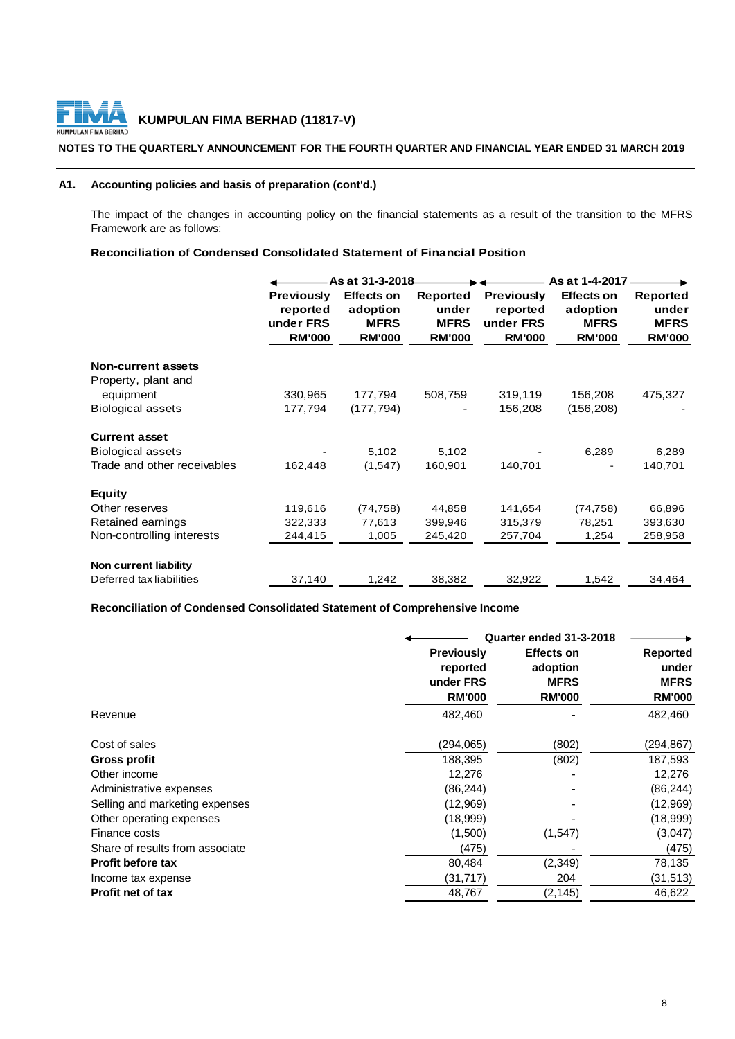**KUMPULAN FIMA BERHAD (11817-V)**

**NOTES TO THE QUARTERLY ANNOUNCEMENT FOR THE FOURTH QUARTER AND FINANCIAL YEAR ENDED 31 MARCH 2019**

**A1. Accounting policies and basis of preparation (cont'd.)**

The impact of the changes in accounting policy on the financial statements as a result of the transition to the MFRS Framework are as follows:

**Reconciliation of Condensed Consolidated Statement of Financial Position**

| | As at 31-3-2018 | | | As at 1-4-2017 | | |
|---|---|---|---|---|---|---|
| | Previously reported under FRS RM'000 | Effects on adoption MFRS RM'000 | Reported under MFRS RM'000 | Previously reported under FRS RM'000 | Effects on adoption MFRS RM'000 | Reported under MFRS RM'000 |
| **Non-current assets** | | | | | | |
| Property, plant and equipment | 330,965 | 177,794 | 508,759 | 319,119 | 156,208 | 475,327 |
| Biological assets | 177,794 | (177,794) | - | 156,208 | (156,208) | - |
| **Current asset** | | | | | | |
| Biological assets | - | 5,102 | 5,102 | - | 6,289 | 6,289 |
| Trade and other receivables | 162,448 | (1,547) | 160,901 | 140,701 | - | 140,701 |
| **Equity** | | | | | | |
| Other reserves | 119,616 | (74,758) | 44,858 | 141,654 | (74,758) | 66,896 |
| Retained earnings | 322,333 | 77,613 | 399,946 | 315,379 | 78,251 | 393,630 |
| Non-controlling interests | 244,415 | 1,005 | 245,420 | 257,704 | 1,254 | 258,958 |
| **Non current liability** | | | | | | |
| Deferred tax liabilities | 37,140 | 1,242 | 38,382 | 32,922 | 1,542 | 34,464 |

**Reconciliation of Condensed Consolidated Statement of Comprehensive Income**

| | Quarter ended 31-3-2018 | | |
|---|---|---|---|
| | Previously reported under FRS RM'000 | Effects on adoption MFRS RM'000 | Reported under MFRS RM'000 |
| Revenue | 482,460 | - | 482,460 |
| Cost of sales | (294,065) | (802) | (294,867) |
| **Gross profit** | 188,395 | (802) | 187,593 |
| Other income | 12,276 | - | 12,276 |
| Administrative expenses | (86,244) | - | (86,244) |
| Selling and marketing expenses | (12,969) | - | (12,969) |
| Other operating expenses | (18,999) | - | (18,999) |
| Finance costs | (1,500) | (1,547) | (3,047) |
| Share of results from associate | (475) | - | (475) |
| **Profit before tax** | 80,484 | (2,349) | 78,135 |
| Income tax expense | (31,717) | 204 | (31,513) |
| **Profit net of tax** | 48,767 | (2,145) | 46,622 |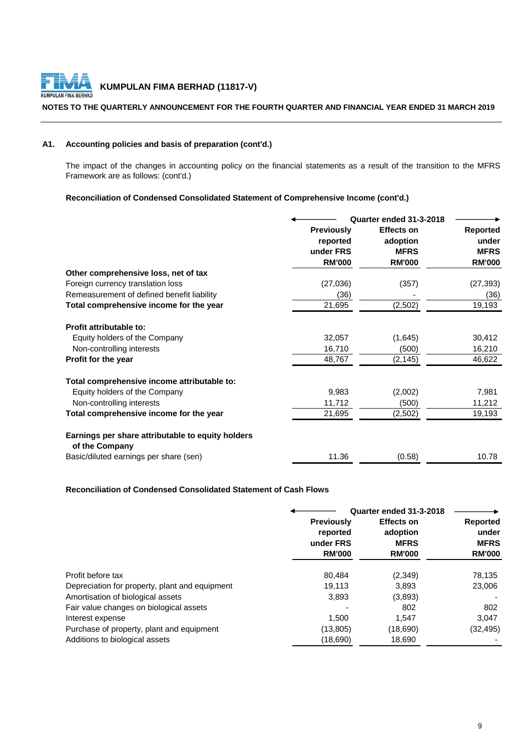**KUMPULAN FIMA BERHAD (11817-V)**

**NOTES TO THE QUARTERLY ANNOUNCEMENT FOR THE FOURTH QUARTER AND FINANCIAL YEAR ENDED 31 MARCH 2019**

**A1. Accounting policies and basis of preparation (cont'd.)**

The impact of the changes in accounting policy on the financial statements as a result of the transition to the MFRS Framework are as follows: (cont'd.)

**Reconciliation of Condensed Consolidated Statement of Comprehensive Income (cont'd.)**

| | Quarter ended 31-3-2018 | | |
|---|---|---|---|
| | **Previously reported under FRS RM'000** | **Effects on adoption MFRS RM'000** | **Reported under MFRS RM'000** |
| **Other comprehensive loss, net of tax** | | | |
| Foreign currency translation loss | (27,036) | (357) | (27,393) |
| Remeasurement of defined benefit liability | (36) | - | (36) |
| **Total comprehensive income for the year** | 21,695 | (2,502) | 19,193 |
| | | | |
| **Profit attributable to:** | | | |
| Equity holders of the Company | 32,057 | (1,645) | 30,412 |
| Non-controlling interests | 16,710 | (500) | 16,210 |
| **Profit for the year** | 48,767 | (2,145) | 46,622 |
| | | | |
| **Total comprehensive income attributable to:** | | | |
| Equity holders of the Company | 9,983 | (2,002) | 7,981 |
| Non-controlling interests | 11,712 | (500) | 11,212 |
| **Total comprehensive income for the year** | 21,695 | (2,502) | 19,193 |
| | | | |
| **Earnings per share attributable to equity holders of the Company** | | | |
| Basic/diluted earnings per share (sen) | 11.36 | (0.58) | 10.78 |

**Reconciliation of Condensed Consolidated Statement of Cash Flows**

| | Quarter ended 31-3-2018 | | |
|---|---|---|---|
| | **Previously reported under FRS RM'000** | **Effects on adoption MFRS RM'000** | **Reported under MFRS RM'000** |
| Profit before tax | 80,484 | (2,349) | 78,135 |
| Depreciation for property, plant and equipment | 19,113 | 3,893 | 23,006 |
| Amortisation of biological assets | 3,893 | (3,893) | - |
| Fair value changes on biological assets | - | 802 | 802 |
| Interest expense | 1,500 | 1,547 | 3,047 |
| Purchase of property, plant and equipment | (13,805) | (18,690) | (32,495) |
| Additions to biological assets | (18,690) | 18,690 | - |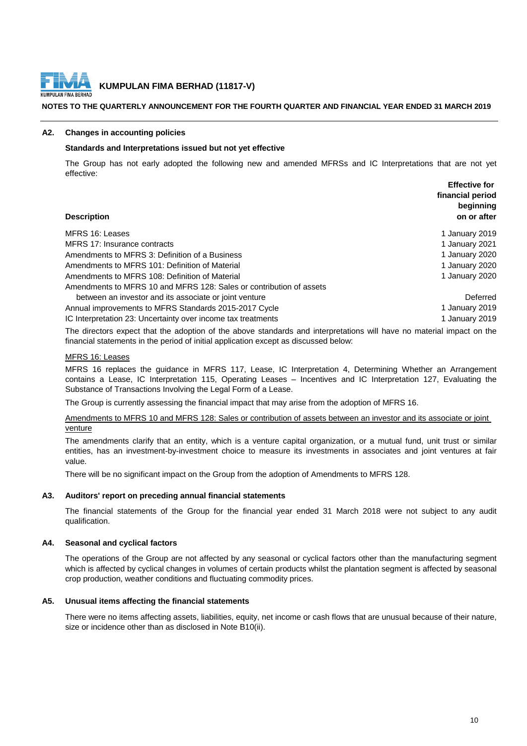# KUMPULAN FIMA BERHAD (11817-V)

**NOTES TO THE QUARTERLY ANNOUNCEMENT FOR THE FOURTH QUARTER AND FINANCIAL YEAR ENDED 31 MARCH 2019**

## A2. Changes in accounting policies

**Standards and Interpretations issued but not yet effective**

The Group has not early adopted the following new and amended MFRSs and IC Interpretations that are not yet effective:

| Description | Effective for financial period beginning on or after |
|---|---|
| MFRS 16: Leases | 1 January 2019 |
| MFRS 17: Insurance contracts | 1 January 2021 |
| Amendments to MFRS 3: Definition of a Business | 1 January 2020 |
| Amendments to MFRS 101: Definition of Material | 1 January 2020 |
| Amendments to MFRS 108: Definition of Material | 1 January 2020 |
| Amendments to MFRS 10 and MFRS 128: Sales or contribution of assets between an investor and its associate or joint venture | Deferred |
| Annual improvements to MFRS Standards 2015-2017 Cycle | 1 January 2019 |
| IC Interpretation 23: Uncertainty over income tax treatments | 1 January 2019 |

The directors expect that the adoption of the above standards and interpretations will have no material impact on the financial statements in the period of initial application except as discussed below:

MFRS 16: Leases

MFRS 16 replaces the guidance in MFRS 117, Lease, IC Interpretation 4, Determining Whether an Arrangement contains a Lease, IC Interpretation 115, Operating Leases – Incentives and IC Interpretation 127, Evaluating the Substance of Transactions Involving the Legal Form of a Lease.

The Group is currently assessing the financial impact that may arise from the adoption of MFRS 16.

Amendments to MFRS 10 and MFRS 128: Sales or contribution of assets between an investor and its associate or joint venture

The amendments clarify that an entity, which is a venture capital organization, or a mutual fund, unit trust or similar entities, has an investment-by-investment choice to measure its investments in associates and joint ventures at fair value.

There will be no significant impact on the Group from the adoption of Amendments to MFRS 128.

## A3. Auditors' report on preceding annual financial statements

The financial statements of the Group for the financial year ended 31 March 2018 were not subject to any audit qualification.

## A4. Seasonal and cyclical factors

The operations of the Group are not affected by any seasonal or cyclical factors other than the manufacturing segment which is affected by cyclical changes in volumes of certain products whilst the plantation segment is affected by seasonal crop production, weather conditions and fluctuating commodity prices.

## A5. Unusual items affecting the financial statements

There were no items affecting assets, liabilities, equity, net income or cash flows that are unusual because of their nature, size or incidence other than as disclosed in Note B10(ii).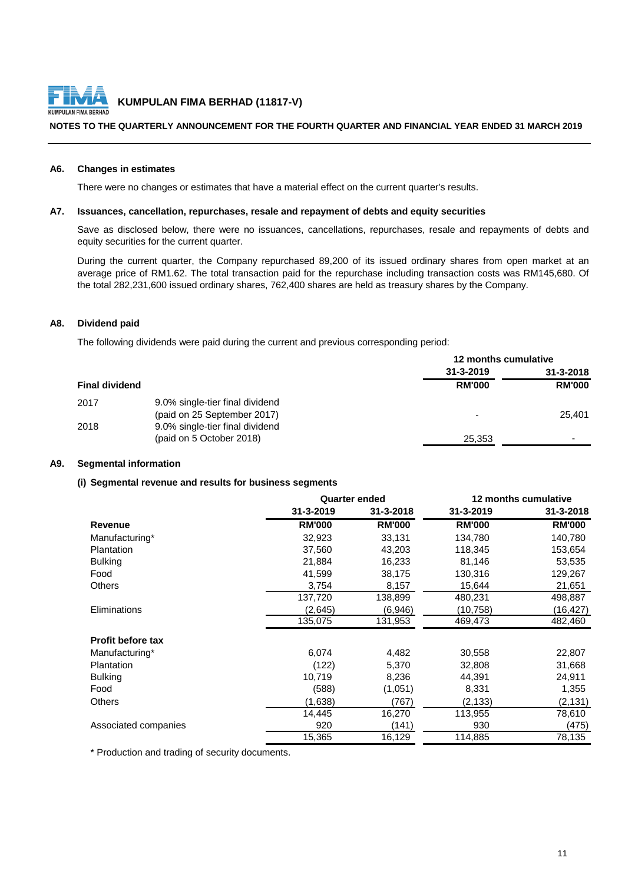## A6. Changes in estimates

There were no changes or estimates that have a material effect on the current quarter's results.

## A7. Issuances, cancellation, repurchases, resale and repayment of debts and equity securities

Save as disclosed below, there were no issuances, cancellations, repurchases, resale and repayments of debts and equity securities for the current quarter.

During the current quarter, the Company repurchased 89,200 of its issued ordinary shares from open market at an average price of RM1.62. The total transaction paid for the repurchase including transaction costs was RM145,680. Of the total 282,231,600 issued ordinary shares, 762,400 shares are held as treasury shares by the Company.

## A8. Dividend paid

The following dividends were paid during the current and previous corresponding period:

| | | 12 months cumulative | |
|---|---|---|---|
| | | 31-3-2019 | 31-3-2018 |
| **Final dividend** | | **RM'000** | **RM'000** |
| 2017 | 9.0% single-tier final dividend (paid on 25 September 2017) | - | 25,401 |
| 2018 | 9.0% single-tier final dividend (paid on 5 October 2018) | 25,353 | - |

## A9. Segmental information

### (i) Segmental revenue and results for business segments

| | Quarter ended | | 12 months cumulative | |
|---|---|---|---|---|
| | 31-3-2019 | 31-3-2018 | 31-3-2019 | 31-3-2018 |
| **Revenue** | **RM'000** | **RM'000** | **RM'000** | **RM'000** |
| Manufacturing* | 32,923 | 33,131 | 134,780 | 140,780 |
| Plantation | 37,560 | 43,203 | 118,345 | 153,654 |
| Bulking | 21,884 | 16,233 | 81,146 | 53,535 |
| Food | 41,599 | 38,175 | 130,316 | 129,267 |
| Others | 3,754 | 8,157 | 15,644 | 21,651 |
| | 137,720 | 138,899 | 480,231 | 498,887 |
| Eliminations | (2,645) | (6,946) | (10,758) | (16,427) |
| | 135,075 | 131,953 | 469,473 | 482,460 |
| **Profit before tax** | | | | |
| Manufacturing* | 6,074 | 4,482 | 30,558 | 22,807 |
| Plantation | (122) | 5,370 | 32,808 | 31,668 |
| Bulking | 10,719 | 8,236 | 44,391 | 24,911 |
| Food | (588) | (1,051) | 8,331 | 1,355 |
| Others | (1,638) | (767) | (2,133) | (2,131) |
| | 14,445 | 16,270 | 113,955 | 78,610 |
| Associated companies | 920 | (141) | 930 | (475) |
| | 15,365 | 16,129 | 114,885 | 78,135 |

\* Production and trading of security documents.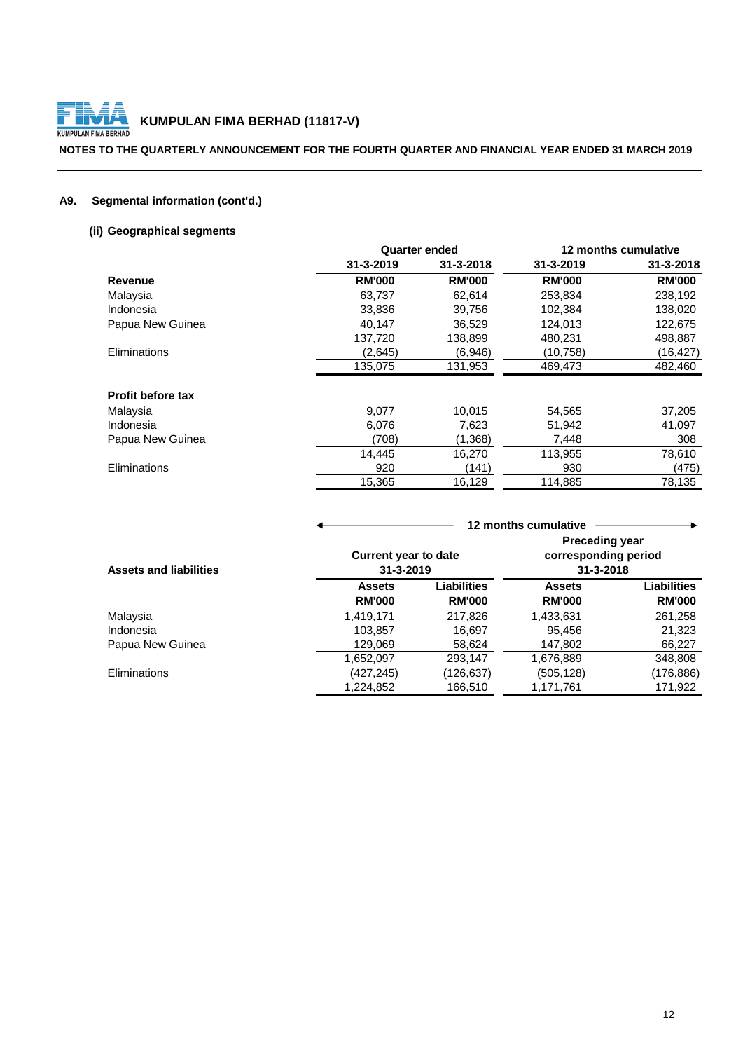# KUMPULAN FIMA BERHAD (11817-V)

**NOTES TO THE QUARTERLY ANNOUNCEMENT FOR THE FOURTH QUARTER AND FINANCIAL YEAR ENDED 31 MARCH 2019**

## A9. Segmental information (cont'd.)

### (ii) Geographical segments

| | Quarter ended | | 12 months cumulative | |
|---|---|---|---|---|
| | 31-3-2019 | 31-3-2018 | 31-3-2019 | 31-3-2018 |
| **Revenue** | **RM'000** | **RM'000** | **RM'000** | **RM'000** |
| Malaysia | 63,737 | 62,614 | 253,834 | 238,192 |
| Indonesia | 33,836 | 39,756 | 102,384 | 138,020 |
| Papua New Guinea | 40,147 | 36,529 | 124,013 | 122,675 |
| | 137,720 | 138,899 | 480,231 | 498,887 |
| Eliminations | (2,645) | (6,946) | (10,758) | (16,427) |
| | 135,075 | 131,953 | 469,473 | 482,460 |
| **Profit before tax** | | | | |
| Malaysia | 9,077 | 10,015 | 54,565 | 37,205 |
| Indonesia | 6,076 | 7,623 | 51,942 | 41,097 |
| Papua New Guinea | (708) | (1,368) | 7,448 | 308 |
| | 14,445 | 16,270 | 113,955 | 78,610 |
| Eliminations | 920 | (141) | 930 | (475) |
| | 15,365 | 16,129 | 114,885 | 78,135 |

| | 12 months cumulative | | | |
|---|---|---|---|---|
| | Current year to date 31-3-2019 | | Preceding year corresponding period 31-3-2018 | |
| **Assets and liabilities** | **Assets RM'000** | **Liabilities RM'000** | **Assets RM'000** | **Liabilities RM'000** |
| Malaysia | 1,419,171 | 217,826 | 1,433,631 | 261,258 |
| Indonesia | 103,857 | 16,697 | 95,456 | 21,323 |
| Papua New Guinea | 129,069 | 58,624 | 147,802 | 66,227 |
| | 1,652,097 | 293,147 | 1,676,889 | 348,808 |
| Eliminations | (427,245) | (126,637) | (505,128) | (176,886) |
| | 1,224,852 | 166,510 | 1,171,761 | 171,922 |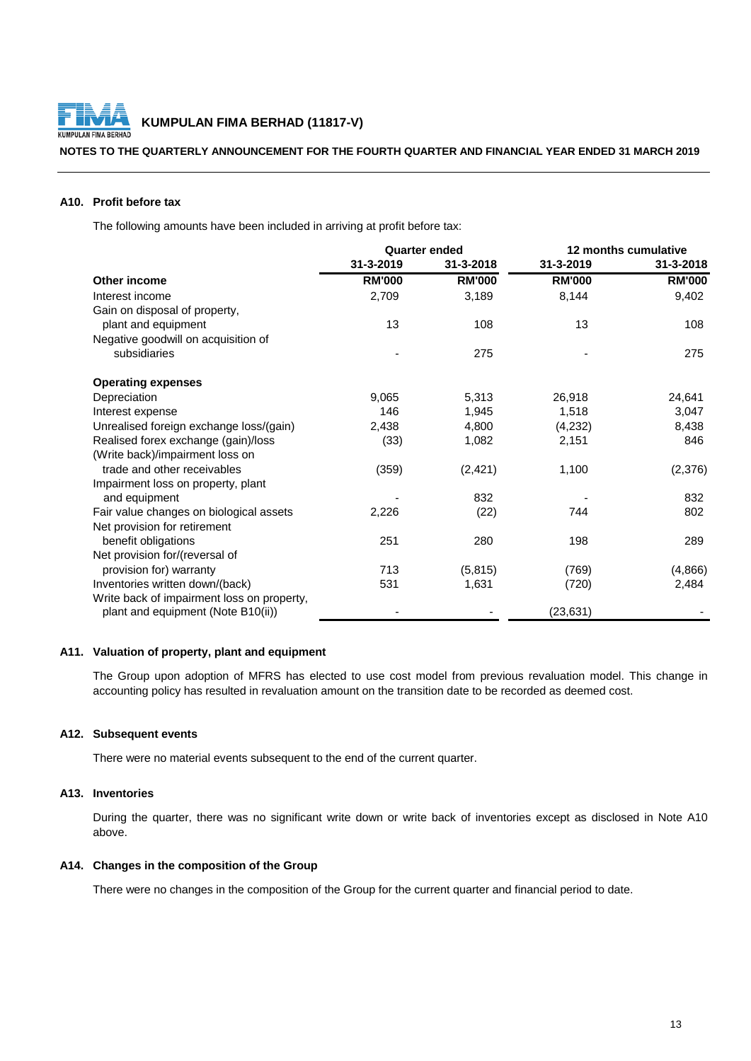**KUMPULAN FIMA BERHAD (11817-V)**

**NOTES TO THE QUARTERLY ANNOUNCEMENT FOR THE FOURTH QUARTER AND FINANCIAL YEAR ENDED 31 MARCH 2019**

## A10. Profit before tax

The following amounts have been included in arriving at profit before tax:

| | Quarter ended | | 12 months cumulative | |
|---|---|---|---|---|
| | 31-3-2019 | 31-3-2018 | 31-3-2019 | 31-3-2018 |
| **Other income** | **RM'000** | **RM'000** | **RM'000** | **RM'000** |
| Interest income | 2,709 | 3,189 | 8,144 | 9,402 |
| Gain on disposal of property, plant and equipment | 13 | 108 | 13 | 108 |
| Negative goodwill on acquisition of subsidiaries | - | 275 | - | 275 |
| **Operating expenses** | | | | |
| Depreciation | 9,065 | 5,313 | 26,918 | 24,641 |
| Interest expense | 146 | 1,945 | 1,518 | 3,047 |
| Unrealised foreign exchange loss/(gain) | 2,438 | 4,800 | (4,232) | 8,438 |
| Realised forex exchange (gain)/loss | (33) | 1,082 | 2,151 | 846 |
| (Write back)/impairment loss on trade and other receivables | (359) | (2,421) | 1,100 | (2,376) |
| Impairment loss on property, plant and equipment | - | 832 | - | 832 |
| Fair value changes on biological assets | 2,226 | (22) | 744 | 802 |
| Net provision for retirement benefit obligations | 251 | 280 | 198 | 289 |
| Net provision for/(reversal of provision for) warranty | 713 | (5,815) | (769) | (4,866) |
| Inventories written down/(back) | 531 | 1,631 | (720) | 2,484 |
| Write back of impairment loss on property, plant and equipment (Note B10(ii)) | - | - | (23,631) | - |

## A11. Valuation of property, plant and equipment

The Group upon adoption of MFRS has elected to use cost model from previous revaluation model. This change in accounting policy has resulted in revaluation amount on the transition date to be recorded as deemed cost.

## A12. Subsequent events

There were no material events subsequent to the end of the current quarter.

## A13. Inventories

During the quarter, there was no significant write down or write back of inventories except as disclosed in Note A10 above.

## A14. Changes in the composition of the Group

There were no changes in the composition of the Group for the current quarter and financial period to date.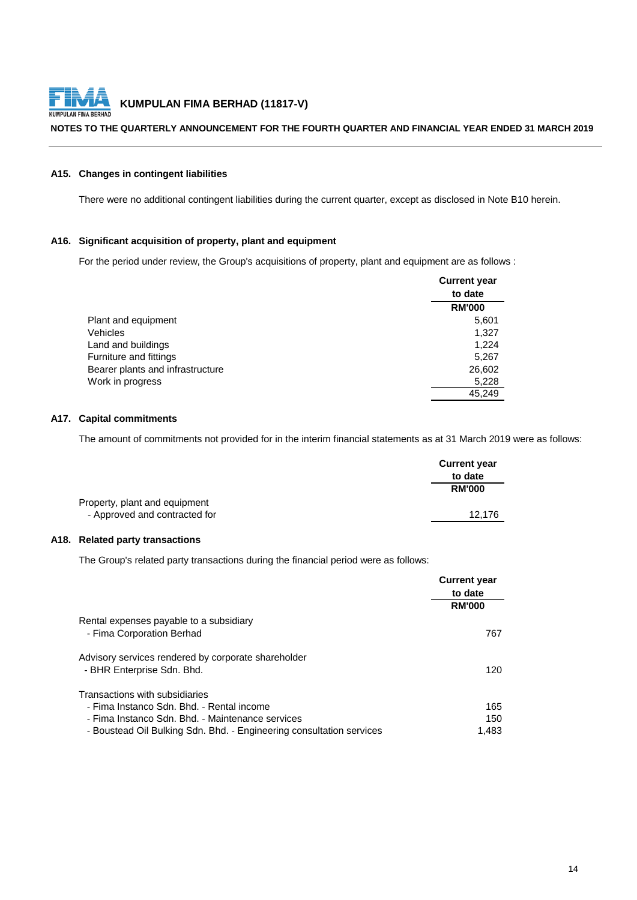### A15. Changes in contingent liabilities

There were no additional contingent liabilities during the current quarter, except as disclosed in Note B10 herein.

### A16. Significant acquisition of property, plant and equipment

For the period under review, the Group's acquisitions of property, plant and equipment are as follows :

| | Current year to date |
|---|---|
| | RM'000 |
| Plant and equipment | 5,601 |
| Vehicles | 1,327 |
| Land and buildings | 1,224 |
| Furniture and fittings | 5,267 |
| Bearer plants and infrastructure | 26,602 |
| Work in progress | 5,228 |
| | 45,249 |

### A17. Capital commitments

The amount of commitments not provided for in the interim financial statements as at 31 March 2019 were as follows:

| | Current year to date |
|---|---|
| | RM'000 |
| Property, plant and equipment | |
| - Approved and contracted for | 12,176 |

### A18. Related party transactions

The Group's related party transactions during the financial period were as follows:

| | Current year to date |
|---|---|
| | RM'000 |
| Rental expenses payable to a subsidiary | |
| - Fima Corporation Berhad | 767 |
| Advisory services rendered by corporate shareholder | |
| - BHR Enterprise Sdn. Bhd. | 120 |
| Transactions with subsidiaries | |
| - Fima Instanco Sdn. Bhd. - Rental income | 165 |
| - Fima Instanco Sdn. Bhd. - Maintenance services | 150 |
| - Boustead Oil Bulking Sdn. Bhd. - Engineering consultation services | 1,483 |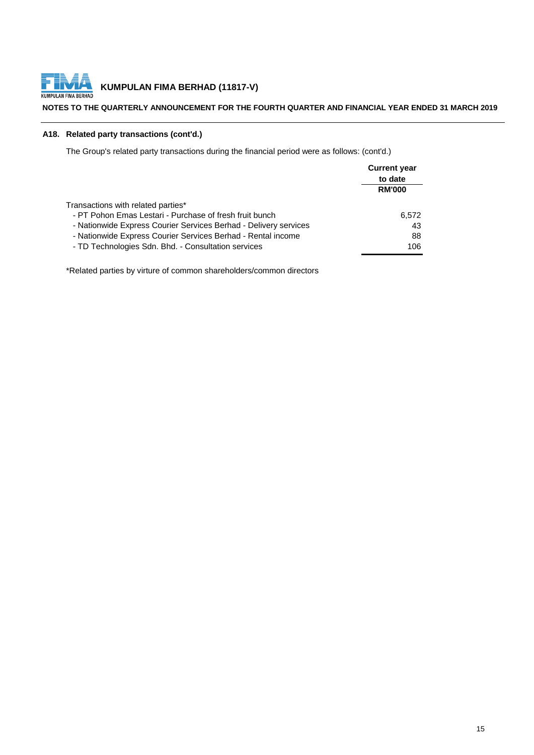### A18. Related party transactions (cont'd.)

The Group's related party transactions during the financial period were as follows: (cont'd.)

| | Current year to date RM'000 |
|---|---|
| Transactions with related parties* | |
| - PT Pohon Emas Lestari - Purchase of fresh fruit bunch | 6,572 |
| - Nationwide Express Courier Services Berhad - Delivery services | 43 |
| - Nationwide Express Courier Services Berhad - Rental income | 88 |
| - TD Technologies Sdn. Bhd. - Consultation services | 106 |

*Related parties by virtue of common shareholders/common directors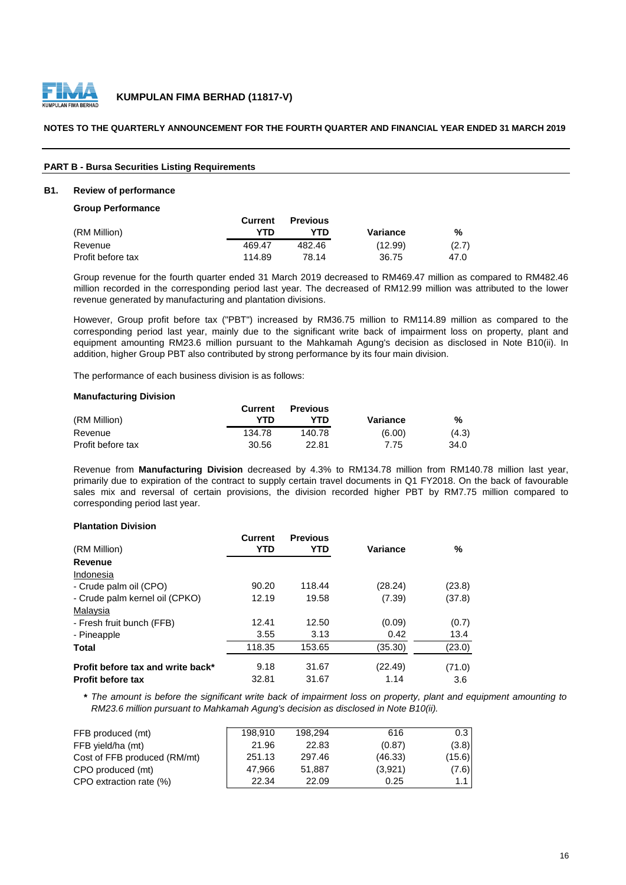**KUMPULAN FIMA BERHAD (11817-V)**

**NOTES TO THE QUARTERLY ANNOUNCEMENT FOR THE FOURTH QUARTER AND FINANCIAL YEAR ENDED 31 MARCH 2019**

**PART B - Bursa Securities Listing Requirements**

## B1. Review of performance

**Group Performance**

| (RM Million) | Current YTD | Previous YTD | Variance | % |
|---|---|---|---|---|
| Revenue | 469.47 | 482.46 | (12.99) | (2.7) |
| Profit before tax | 114.89 | 78.14 | 36.75 | 47.0 |

Group revenue for the fourth quarter ended 31 March 2019 decreased to RM469.47 million as compared to RM482.46 million recorded in the corresponding period last year. The decreased of RM12.99 million was attributed to the lower revenue generated by manufacturing and plantation divisions.

However, Group profit before tax ("PBT") increased by RM36.75 million to RM114.89 million as compared to the corresponding period last year, mainly due to the significant write back of impairment loss on property, plant and equipment amounting RM23.6 million pursuant to the Mahkamah Agung's decision as disclosed in Note B10(ii). In addition, higher Group PBT also contributed by strong performance by its four main division.

The performance of each business division is as follows:

**Manufacturing Division**

| (RM Million) | Current YTD | Previous YTD | Variance | % |
|---|---|---|---|---|
| Revenue | 134.78 | 140.78 | (6.00) | (4.3) |
| Profit before tax | 30.56 | 22.81 | 7.75 | 34.0 |

Revenue from **Manufacturing Division** decreased by 4.3% to RM134.78 million from RM140.78 million last year, primarily due to expiration of the contract to supply certain travel documents in Q1 FY2018. On the back of favourable sales mix and reversal of certain provisions, the division recorded higher PBT by RM7.75 million compared to corresponding period last year.

**Plantation Division**

| (RM Million) | Current YTD | Previous YTD | Variance | % |
|---|---|---|---|---|
| **Revenue** | | | | |
| Indonesia | | | | |
| - Crude palm oil (CPO) | 90.20 | 118.44 | (28.24) | (23.8) |
| - Crude palm kernel oil (CPKO) | 12.19 | 19.58 | (7.39) | (37.8) |
| Malaysia | | | | |
| - Fresh fruit bunch (FFB) | 12.41 | 12.50 | (0.09) | (0.7) |
| - Pineapple | 3.55 | 3.13 | 0.42 | 13.4 |
| **Total** | 118.35 | 153.65 | (35.30) | (23.0) |
| **Profit before tax and write back*** | 9.18 | 31.67 | (22.49) | (71.0) |
| **Profit before tax** | 32.81 | 31.67 | 1.14 | 3.6 |

**\*** *The amount is before the significant write back of impairment loss on property, plant and equipment amounting to RM23.6 million pursuant to Mahkamah Agung's decision as disclosed in Note B10(ii).*

| | Current YTD | Previous YTD | Variance | % |
|---|---|---|---|---|
| FFB produced (mt) | 198,910 | 198,294 | 616 | 0.3 |
| FFB yield/ha (mt) | 21.96 | 22.83 | (0.87) | (3.8) |
| Cost of FFB produced (RM/mt) | 251.13 | 297.46 | (46.33) | (15.6) |
| CPO produced (mt) | 47,966 | 51,887 | (3,921) | (7.6) |
| CPO extraction rate (%) | 22.34 | 22.09 | 0.25 | 1.1 |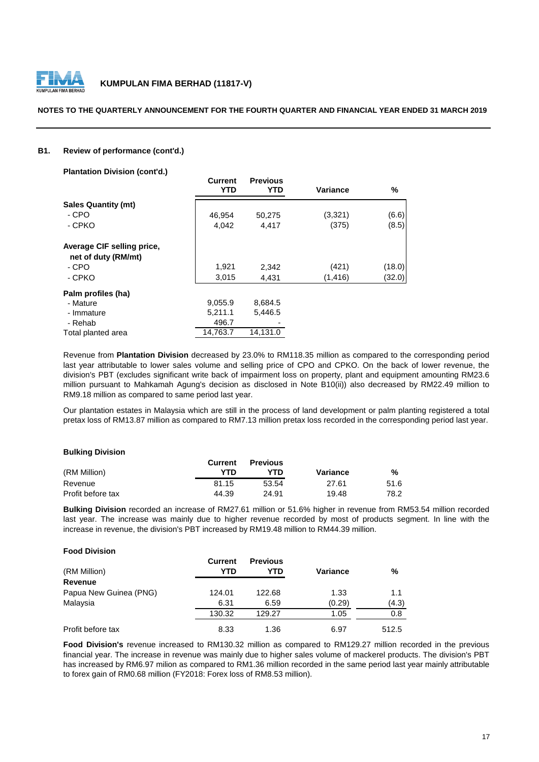### B1. Review of performance (cont'd.)

**Plantation Division (cont'd.)**

| | Current YTD | Previous YTD | Variance | % |
|---|---|---|---|---|
| **Sales Quantity (mt)** | | | | |
| - CPO | 46,954 | 50,275 | (3,321) | (6.6) |
| - CPKO | 4,042 | 4,417 | (375) | (8.5) |
| **Average CIF selling price, net of duty (RM/mt)** | | | | |
| - CPO | 1,921 | 2,342 | (421) | (18.0) |
| - CPKO | 3,015 | 4,431 | (1,416) | (32.0) |
| **Palm profiles (ha)** | | | | |
| - Mature | 9,055.9 | 8,684.5 | | |
| - Immature | 5,211.1 | 5,446.5 | | |
| - Rehab | 496.7 | - | | |
| Total planted area | 14,763.7 | 14,131.0 | | |

Revenue from **Plantation Division** decreased by 23.0% to RM118.35 million as compared to the corresponding period last year attributable to lower sales volume and selling price of CPO and CPKO. On the back of lower revenue, the division's PBT (excludes significant write back of impairment loss on property, plant and equipment amounting RM23.6 million pursuant to Mahkamah Agung's decision as disclosed in Note B10(ii)) also decreased by RM22.49 million to RM9.18 million as compared to same period last year.

Our plantation estates in Malaysia which are still in the process of land development or palm planting registered a total pretax loss of RM13.87 million as compared to RM7.13 million pretax loss recorded in the corresponding period last year.

**Bulking Division**

| (RM Million) | Current YTD | Previous YTD | Variance | % |
|---|---|---|---|---|
| Revenue | 81.15 | 53.54 | 27.61 | 51.6 |
| Profit before tax | 44.39 | 24.91 | 19.48 | 78.2 |

**Bulking Division** recorded an increase of RM27.61 million or 51.6% higher in revenue from RM53.54 million recorded last year. The increase was mainly due to higher revenue recorded by most of products segment. In line with the increase in revenue, the division's PBT increased by RM19.48 million to RM44.39 million.

**Food Division**

| (RM Million) | Current YTD | Previous YTD | Variance | % |
|---|---|---|---|---|
| **Revenue** | | | | |
| Papua New Guinea (PNG) | 124.01 | 122.68 | 1.33 | 1.1 |
| Malaysia | 6.31 | 6.59 | (0.29) | (4.3) |
| | 130.32 | 129.27 | 1.05 | 0.8 |
| Profit before tax | 8.33 | 1.36 | 6.97 | 512.5 |

**Food Division's** revenue increased to RM130.32 million as compared to RM129.27 million recorded in the previous financial year. The increase in revenue was mainly due to higher sales volume of mackerel products. The division's PBT has increased by RM6.97 milion as compared to RM1.36 million recorded in the same period last year mainly attributable to forex gain of RM0.68 million (FY2018: Forex loss of RM8.53 million).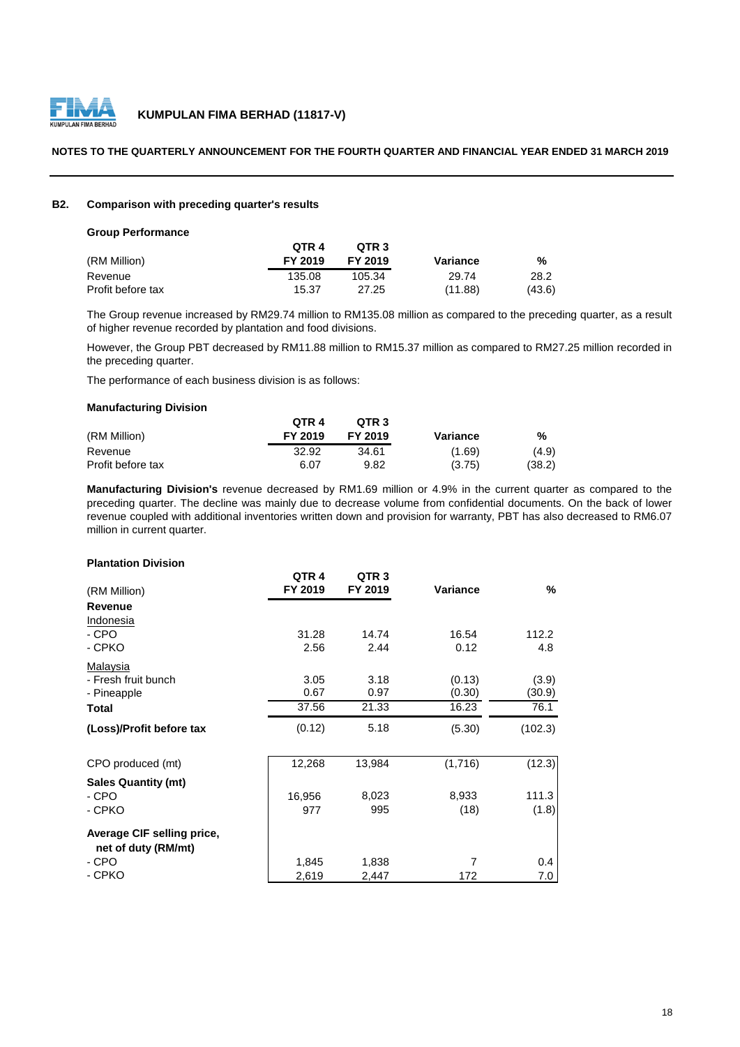## B2. Comparison with preceding quarter's results

### Group Performance

| (RM Million) | QTR 4 FY 2019 | QTR 3 FY 2019 | Variance | % |
|---|---|---|---|---|
| Revenue | 135.08 | 105.34 | 29.74 | 28.2 |
| Profit before tax | 15.37 | 27.25 | (11.88) | (43.6) |

The Group revenue increased by RM29.74 million to RM135.08 million as compared to the preceding quarter, as a result of higher revenue recorded by plantation and food divisions.

However, the Group PBT decreased by RM11.88 million to RM15.37 million as compared to RM27.25 million recorded in the preceding quarter.

The performance of each business division is as follows:

### Manufacturing Division

| (RM Million) | QTR 4 FY 2019 | QTR 3 FY 2019 | Variance | % |
|---|---|---|---|---|
| Revenue | 32.92 | 34.61 | (1.69) | (4.9) |
| Profit before tax | 6.07 | 9.82 | (3.75) | (38.2) |

**Manufacturing Division's** revenue decreased by RM1.69 million or 4.9% in the current quarter as compared to the preceding quarter. The decline was mainly due to decrease volume from confidential documents. On the back of lower revenue coupled with additional inventories written down and provision for warranty, PBT has also decreased to RM6.07 million in current quarter.

### Plantation Division

| (RM Million) | QTR 4 FY 2019 | QTR 3 FY 2019 | Variance | % |
|---|---|---|---|---|
| **Revenue** | | | | |
| Indonesia | | | | |
| - CPO | 31.28 | 14.74 | 16.54 | 112.2 |
| - CPKO | 2.56 | 2.44 | 0.12 | 4.8 |
| Malaysia | | | | |
| - Fresh fruit bunch | 3.05 | 3.18 | (0.13) | (3.9) |
| - Pineapple | 0.67 | 0.97 | (0.30) | (30.9) |
| **Total** | 37.56 | 21.33 | 16.23 | 76.1 |
| **(Loss)/Profit before tax** | (0.12) | 5.18 | (5.30) | (102.3) |
| | | | | |
| CPO produced (mt) | 12,268 | 13,984 | (1,716) | (12.3) |
| **Sales Quantity (mt)** | | | | |
| - CPO | 16,956 | 8,023 | 8,933 | 111.3 |
| - CPKO | 977 | 995 | (18) | (1.8) |
| **Average CIF selling price, net of duty (RM/mt)** | | | | |
| - CPO | 1,845 | 1,838 | 7 | 0.4 |
| - CPKO | 2,619 | 2,447 | 172 | 7.0 |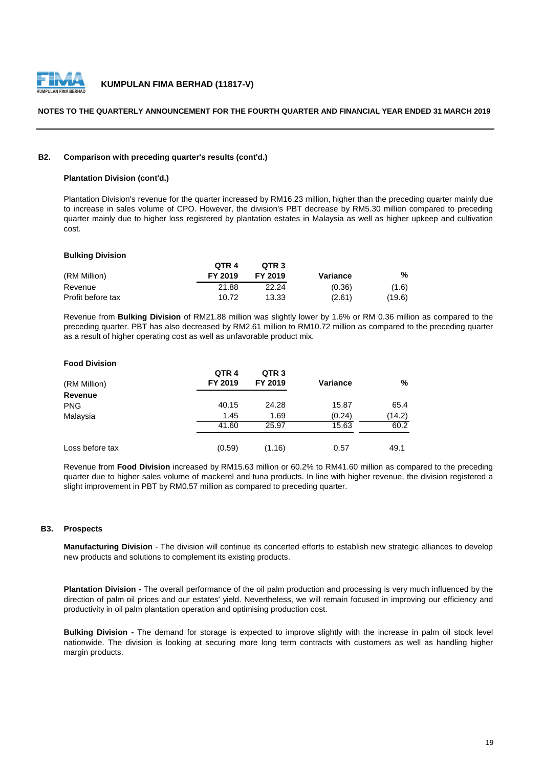### B2. Comparison with preceding quarter's results (cont'd.)

**Plantation Division (cont'd.)**

Plantation Division's revenue for the quarter increased by RM16.23 million, higher than the preceding quarter mainly due to increase in sales volume of CPO. However, the division's PBT decrease by RM5.30 million compared to preceding quarter mainly due to higher loss registered by plantation estates in Malaysia as well as higher upkeep and cultivation cost.

**Bulking Division**

| (RM Million) | QTR 4 FY 2019 | QTR 3 FY 2019 | Variance | % |
|---|---|---|---|---|
| Revenue | 21.88 | 22.24 | (0.36) | (1.6) |
| Profit before tax | 10.72 | 13.33 | (2.61) | (19.6) |

Revenue from **Bulking Division** of RM21.88 million was slightly lower by 1.6% or RM 0.36 million as compared to the preceding quarter. PBT has also decreased by RM2.61 million to RM10.72 million as compared to the preceding quarter as a result of higher operating cost as well as unfavorable product mix.

**Food Division**

| (RM Million) | QTR 4 FY 2019 | QTR 3 FY 2019 | Variance | % |
|---|---|---|---|---|
| **Revenue** | | | | |
| PNG | 40.15 | 24.28 | 15.87 | 65.4 |
| Malaysia | 1.45 | 1.69 | (0.24) | (14.2) |
| | 41.60 | 25.97 | 15.63 | 60.2 |
| Loss before tax | (0.59) | (1.16) | 0.57 | 49.1 |

Revenue from **Food Division** increased by RM15.63 million or 60.2% to RM41.60 million as compared to the preceding quarter due to higher sales volume of mackerel and tuna products. In line with higher revenue, the division registered a slight improvement in PBT by RM0.57 million as compared to preceding quarter.

### B3. Prospects

**Manufacturing Division** - The division will continue its concerted efforts to establish new strategic alliances to develop new products and solutions to complement its existing products.

**Plantation Division -** The overall performance of the oil palm production and processing is very much influenced by the direction of palm oil prices and our estates' yield. Nevertheless, we will remain focused in improving our efficiency and productivity in oil palm plantation operation and optimising production cost.

**Bulking Division -** The demand for storage is expected to improve slightly with the increase in palm oil stock level nationwide. The division is looking at securing more long term contracts with customers as well as handling higher margin products.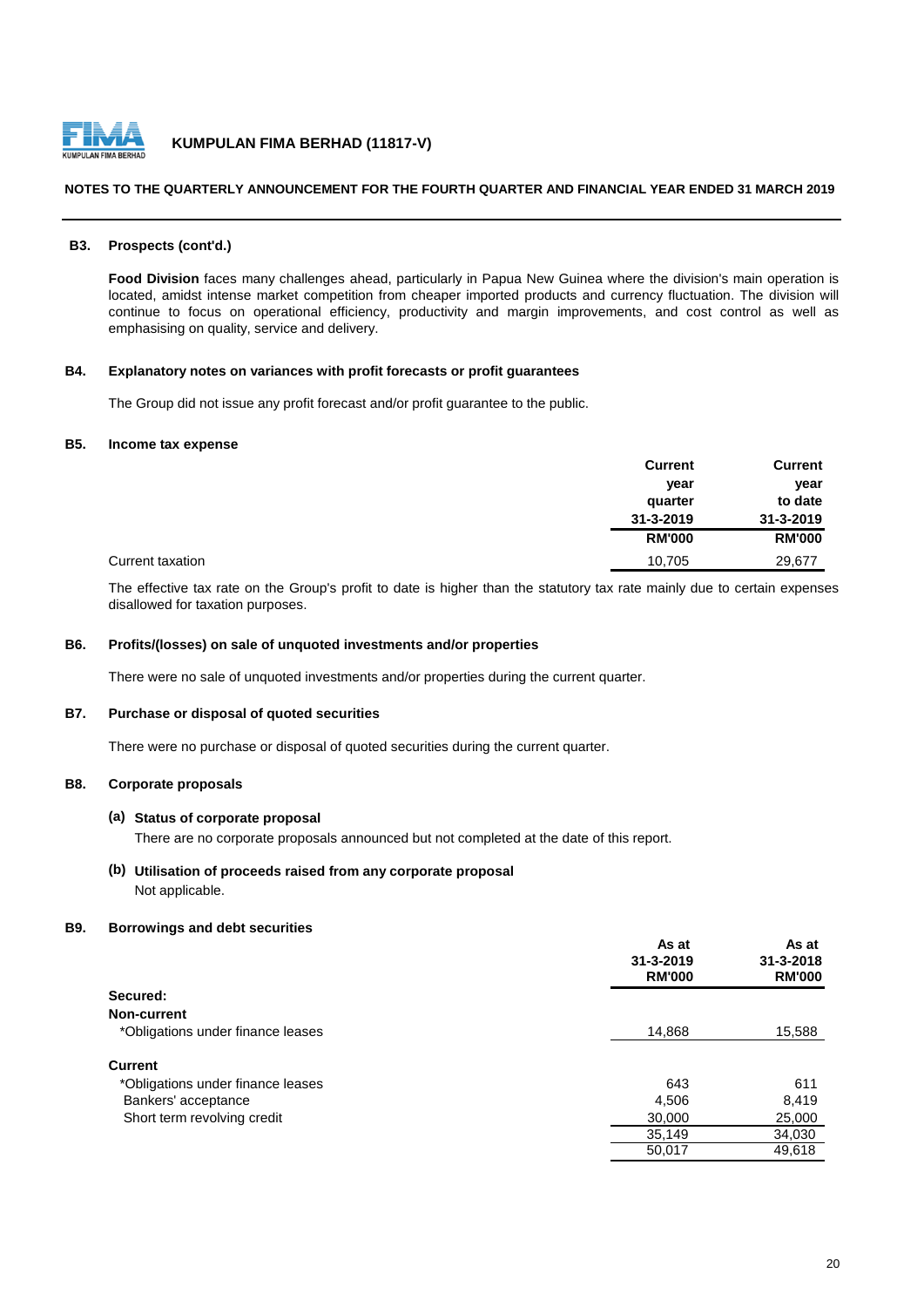**KUMPULAN FIMA BERHAD (11817-V)**

**NOTES TO THE QUARTERLY ANNOUNCEMENT FOR THE FOURTH QUARTER AND FINANCIAL YEAR ENDED 31 MARCH 2019**

### B3. Prospects (cont'd.)

**Food Division** faces many challenges ahead, particularly in Papua New Guinea where the division's main operation is located, amidst intense market competition from cheaper imported products and currency fluctuation. The division will continue to focus on operational efficiency, productivity and margin improvements, and cost control as well as emphasising on quality, service and delivery.

### B4. Explanatory notes on variances with profit forecasts or profit guarantees

The Group did not issue any profit forecast and/or profit guarantee to the public.

### B5. Income tax expense

| | Current year quarter 31-3-2019 RM'000 | Current year to date 31-3-2019 RM'000 |
|---|---|---|
| Current taxation | 10,705 | 29,677 |

The effective tax rate on the Group's profit to date is higher than the statutory tax rate mainly due to certain expenses disallowed for taxation purposes.

### B6. Profits/(losses) on sale of unquoted investments and/or properties

There were no sale of unquoted investments and/or properties during the current quarter.

### B7. Purchase or disposal of quoted securities

There were no purchase or disposal of quoted securities during the current quarter.

### B8. Corporate proposals

**(a) Status of corporate proposal**

There are no corporate proposals announced but not completed at the date of this report.

**(b) Utilisation of proceeds raised from any corporate proposal**

Not applicable.

### B9. Borrowings and debt securities

| | As at 31-3-2019 RM'000 | As at 31-3-2018 RM'000 |
|---|---|---|
| **Secured:** | | |
| **Non-current** | | |
| *Obligations under finance leases | 14,868 | 15,588 |
| **Current** | | |
| *Obligations under finance leases | 643 | 611 |
| Bankers' acceptance | 4,506 | 8,419 |
| Short term revolving credit | 30,000 | 25,000 |
| | 35,149 | 34,030 |
| | 50,017 | 49,618 |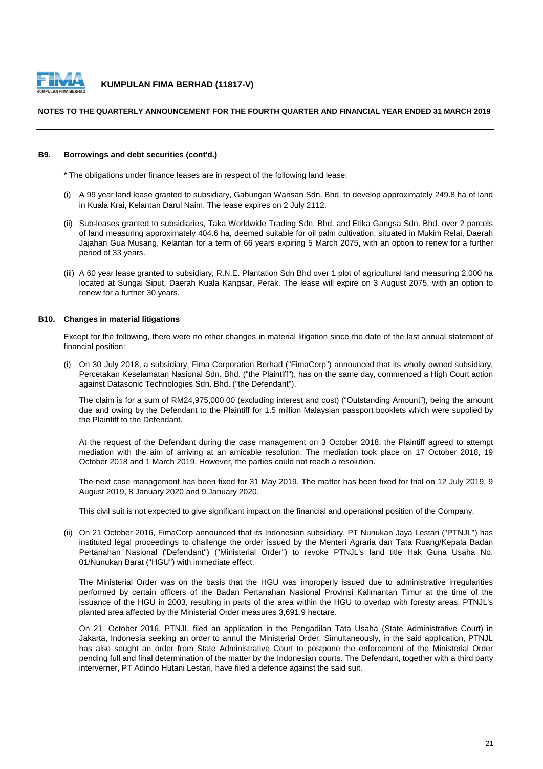#### B9. Borrowings and debt securities (cont'd.)

* The obligations under finance leases are in respect of the following land lease:

(i) A 99 year land lease granted to subsidiary, Gabungan Warisan Sdn. Bhd. to develop approximately 249.8 ha of land in Kuala Krai, Kelantan Darul Naim. The lease expires on 2 July 2112.

(ii) Sub-leases granted to subsidiaries, Taka Worldwide Trading Sdn. Bhd. and Etika Gangsa Sdn. Bhd. over 2 parcels of land measuring approximately 404.6 ha, deemed suitable for oil palm cultivation, situated in Mukim Relai, Daerah Jajahan Gua Musang, Kelantan for a term of 66 years expiring 5 March 2075, with an option to renew for a further period of 33 years.

(iii) A 60 year lease granted to subsidiary, R.N.E. Plantation Sdn Bhd over 1 plot of agricultural land measuring 2,000 ha located at Sungai Siput, Daerah Kuala Kangsar, Perak. The lease will expire on 3 August 2075, with an option to renew for a further 30 years.

#### B10. Changes in material litigations

Except for the following, there were no other changes in material litigation since the date of the last annual statement of financial position:

(i) On 30 July 2018, a subsidiary, Fima Corporation Berhad ("FimaCorp") announced that its wholly owned subsidiary, Percetakan Keselamatan Nasional Sdn. Bhd. ("the Plaintiff"), has on the same day, commenced a High Court action against Datasonic Technologies Sdn. Bhd. ("the Defendant").

The claim is for a sum of RM24,975,000.00 (excluding interest and cost) ("Outstanding Amount"), being the amount due and owing by the Defendant to the Plaintiff for 1.5 million Malaysian passport booklets which were supplied by the Plaintiff to the Defendant.

At the request of the Defendant during the case management on 3 October 2018, the Plaintiff agreed to attempt mediation with the aim of arriving at an amicable resolution. The mediation took place on 17 October 2018, 19 October 2018 and 1 March 2019. However, the parties could not reach a resolution.

The next case management has been fixed for 31 May 2019. The matter has been fixed for trial on 12 July 2019, 9 August 2019, 8 January 2020 and 9 January 2020.

This civil suit is not expected to give significant impact on the financial and operational position of the Company.

(ii) On 21 October 2016, FimaCorp announced that its Indonesian subsidiary, PT Nunukan Jaya Lestari ("PTNJL") has instituted legal proceedings to challenge the order issued by the Menteri Agraria dan Tata Ruang/Kepala Badan Pertanahan Nasional ('Defendant") ("Ministerial Order") to revoke PTNJL's land title Hak Guna Usaha No. 01/Nunukan Barat ("HGU") with immediate effect.

The Ministerial Order was on the basis that the HGU was improperly issued due to administrative irregularities performed by certain officers of the Badan Pertanahan Nasional Provinsi Kalimantan Timur at the time of the issuance of the HGU in 2003, resulting in parts of the area within the HGU to overlap with foresty areas. PTNJL's planted area affected by the Ministerial Order measures 3,691.9 hectare.

On 21 October 2016, PTNJL filed an application in the Pengadilan Tata Usaha (State Administrative Court) in Jakarta, Indonesia seeking an order to annul the Ministerial Order. Simultaneously, in the said application, PTNJL has also sought an order from State Administrative Court to postpone the enforcement of the Ministerial Order pending full and final determination of the matter by the Indonesian courts. The Defendant, together with a third party interverner, PT Adindo Hutani Lestari, have filed a defence against the said suit.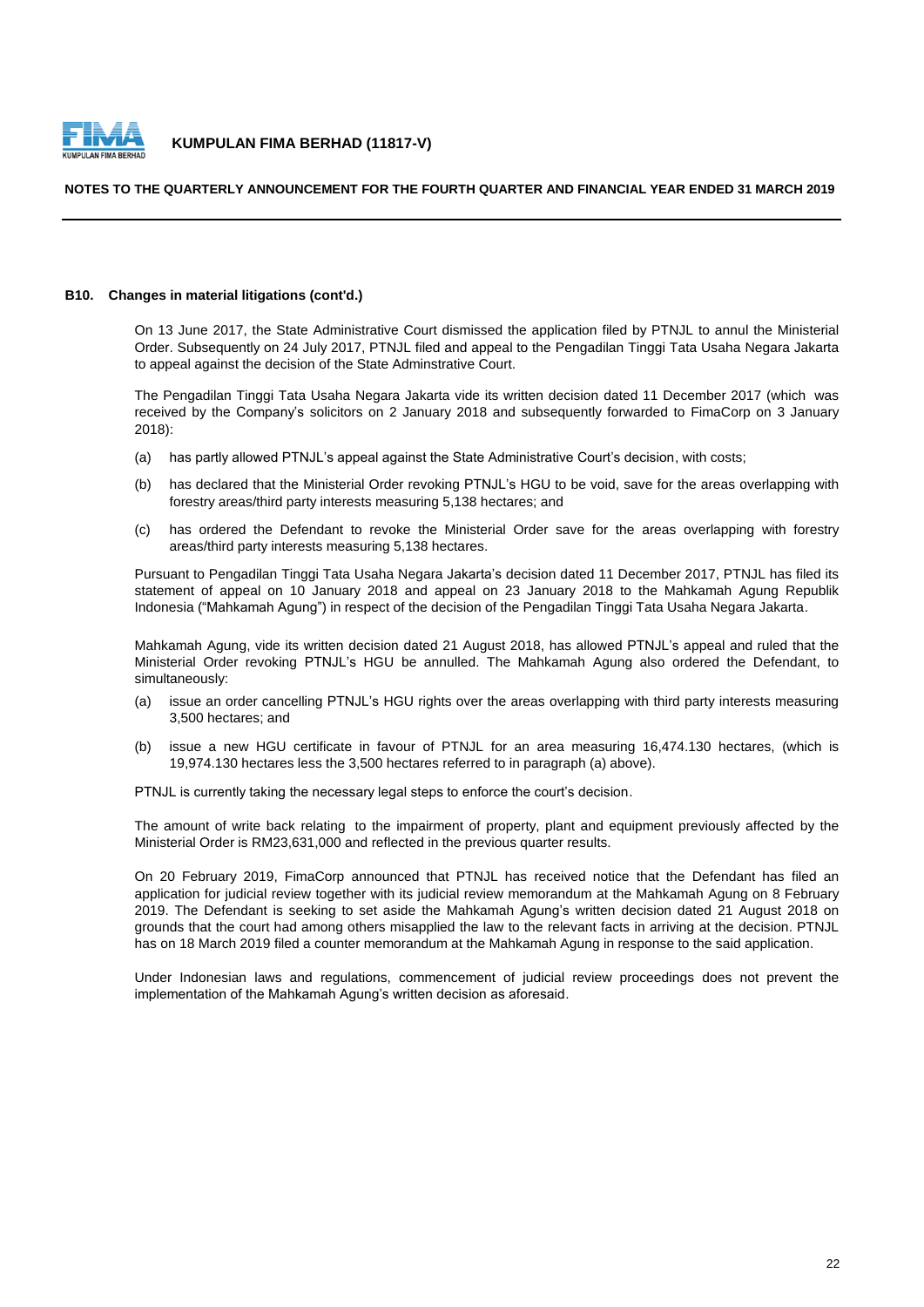### B10. Changes in material litigations (cont'd.)

On 13 June 2017, the State Administrative Court dismissed the application filed by PTNJL to annul the Ministerial Order. Subsequently on 24 July 2017, PTNJL filed and appeal to the Pengadilan Tinggi Tata Usaha Negara Jakarta to appeal against the decision of the State Adminstrative Court.

The Pengadilan Tinggi Tata Usaha Negara Jakarta vide its written decision dated 11 December 2017 (which was received by the Company's solicitors on 2 January 2018 and subsequently forwarded to FimaCorp on 3 January 2018):

(a) has partly allowed PTNJL's appeal against the State Administrative Court's decision, with costs;

(b) has declared that the Ministerial Order revoking PTNJL's HGU to be void, save for the areas overlapping with forestry areas/third party interests measuring 5,138 hectares; and

(c) has ordered the Defendant to revoke the Ministerial Order save for the areas overlapping with forestry areas/third party interests measuring 5,138 hectares.

Pursuant to Pengadilan Tinggi Tata Usaha Negara Jakarta's decision dated 11 December 2017, PTNJL has filed its statement of appeal on 10 January 2018 and appeal on 23 January 2018 to the Mahkamah Agung Republik Indonesia ("Mahkamah Agung") in respect of the decision of the Pengadilan Tinggi Tata Usaha Negara Jakarta.

Mahkamah Agung, vide its written decision dated 21 August 2018, has allowed PTNJL's appeal and ruled that the Ministerial Order revoking PTNJL's HGU be annulled. The Mahkamah Agung also ordered the Defendant, to simultaneously:

(a) issue an order cancelling PTNJL's HGU rights over the areas overlapping with third party interests measuring 3,500 hectares; and

(b) issue a new HGU certificate in favour of PTNJL for an area measuring 16,474.130 hectares, (which is 19,974.130 hectares less the 3,500 hectares referred to in paragraph (a) above).

PTNJL is currently taking the necessary legal steps to enforce the court's decision.

The amount of write back relating to the impairment of property, plant and equipment previously affected by the Ministerial Order is RM23,631,000 and reflected in the previous quarter results.

On 20 February 2019, FimaCorp announced that PTNJL has received notice that the Defendant has filed an application for judicial review together with its judicial review memorandum at the Mahkamah Agung on 8 February 2019. The Defendant is seeking to set aside the Mahkamah Agung's written decision dated 21 August 2018 on grounds that the court had among others misapplied the law to the relevant facts in arriving at the decision. PTNJL has on 18 March 2019 filed a counter memorandum at the Mahkamah Agung in response to the said application.

Under Indonesian laws and regulations, commencement of judicial review proceedings does not prevent the implementation of the Mahkamah Agung's written decision as aforesaid.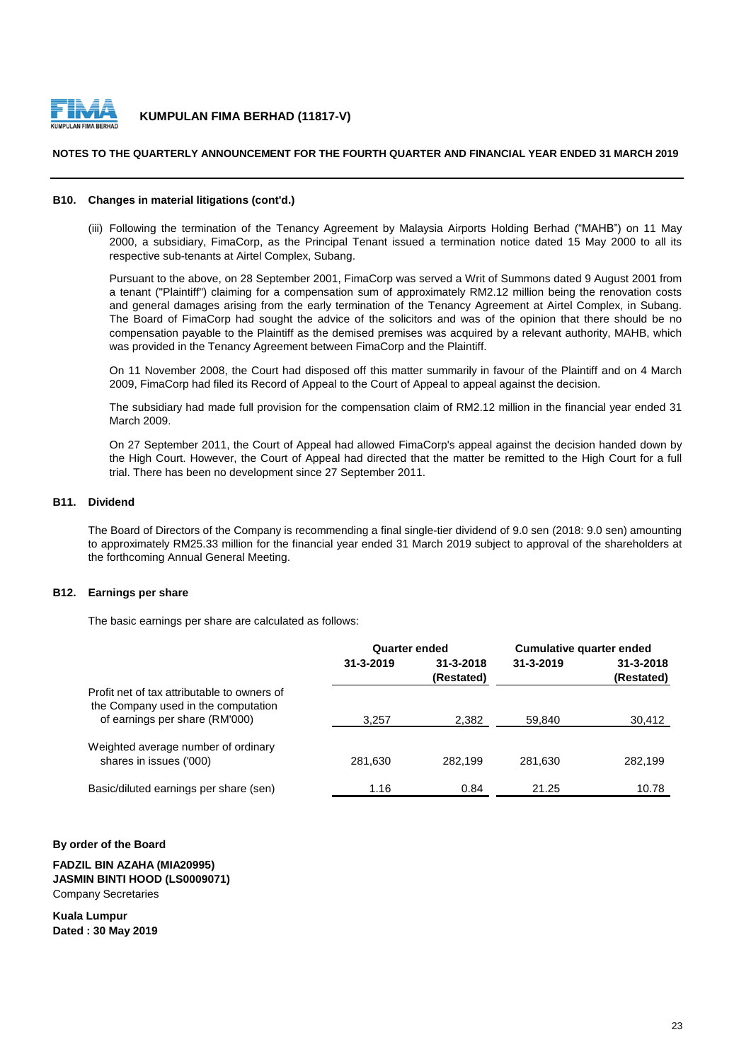**KUMPULAN FIMA BERHAD (11817-V)**

**NOTES TO THE QUARTERLY ANNOUNCEMENT FOR THE FOURTH QUARTER AND FINANCIAL YEAR ENDED 31 MARCH 2019**

**B10. Changes in material litigations (cont'd.)**

(iii) Following the termination of the Tenancy Agreement by Malaysia Airports Holding Berhad ("MAHB") on 11 May 2000, a subsidiary, FimaCorp, as the Principal Tenant issued a termination notice dated 15 May 2000 to all its respective sub-tenants at Airtel Complex, Subang.

Pursuant to the above, on 28 September 2001, FimaCorp was served a Writ of Summons dated 9 August 2001 from a tenant ("Plaintiff") claiming for a compensation sum of approximately RM2.12 million being the renovation costs and general damages arising from the early termination of the Tenancy Agreement at Airtel Complex, in Subang. The Board of FimaCorp had sought the advice of the solicitors and was of the opinion that there should be no compensation payable to the Plaintiff as the demised premises was acquired by a relevant authority, MAHB, which was provided in the Tenancy Agreement between FimaCorp and the Plaintiff.

On 11 November 2008, the Court had disposed off this matter summarily in favour of the Plaintiff and on 4 March 2009, FimaCorp had filed its Record of Appeal to the Court of Appeal to appeal against the decision.

The subsidiary had made full provision for the compensation claim of RM2.12 million in the financial year ended 31 March 2009.

On 27 September 2011, the Court of Appeal had allowed FimaCorp's appeal against the decision handed down by the High Court. However, the Court of Appeal had directed that the matter be remitted to the High Court for a full trial. There has been no development since 27 September 2011.

**B11. Dividend**

The Board of Directors of the Company is recommending a final single-tier dividend of 9.0 sen (2018: 9.0 sen) amounting to approximately RM25.33 million for the financial year ended 31 March 2019 subject to approval of the shareholders at the forthcoming Annual General Meeting.

**B12. Earnings per share**

The basic earnings per share are calculated as follows:

| | Quarter ended | | Cumulative quarter ended | |
|---|---|---|---|---|
| | 31-3-2019 | 31-3-2018 (Restated) | 31-3-2019 | 31-3-2018 (Restated) |
| Profit net of tax attributable to owners of the Company used in the computation of earnings per share (RM'000) | 3,257 | 2,382 | 59,840 | 30,412 |
| Weighted average number of ordinary shares in issues ('000) | 281,630 | 282,199 | 281,630 | 282,199 |
| Basic/diluted earnings per share (sen) | 1.16 | 0.84 | 21.25 | 10.78 |

**By order of the Board**

**FADZIL BIN AZAHA (MIA20995)**
**JASMIN BINTI HOOD (LS0009071)**
Company Secretaries

**Kuala Lumpur**
**Dated : 30 May 2019**